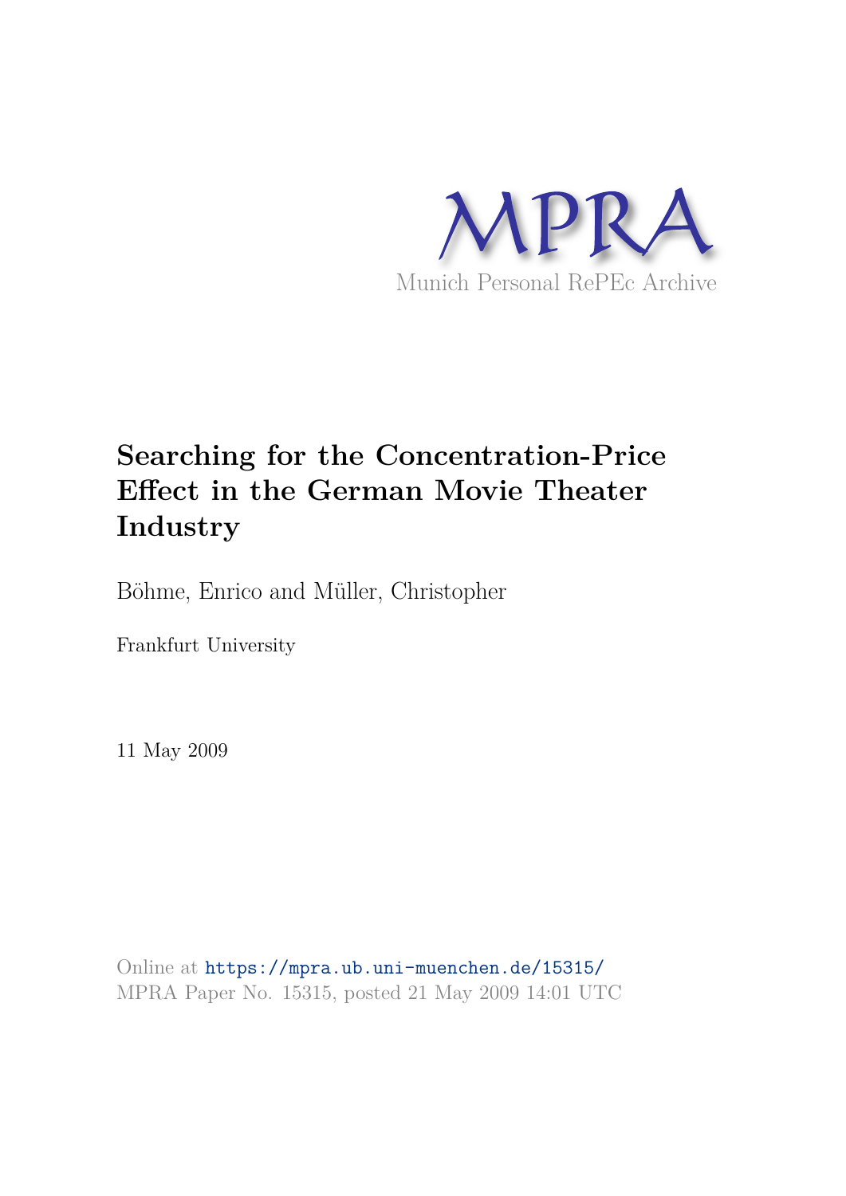MPRA

Munich Personal RePEc Archive

# Searching for the Concentration-Price Effect in the German Movie Theater Industry

Böhme, Enrico and Müller, Christopher

Frankfurt University

11 May 2009

Online at https://mpra.ub.uni-muenchen.de/15315/
MPRA Paper No. 15315, posted 21 May 2009 14:01 UTC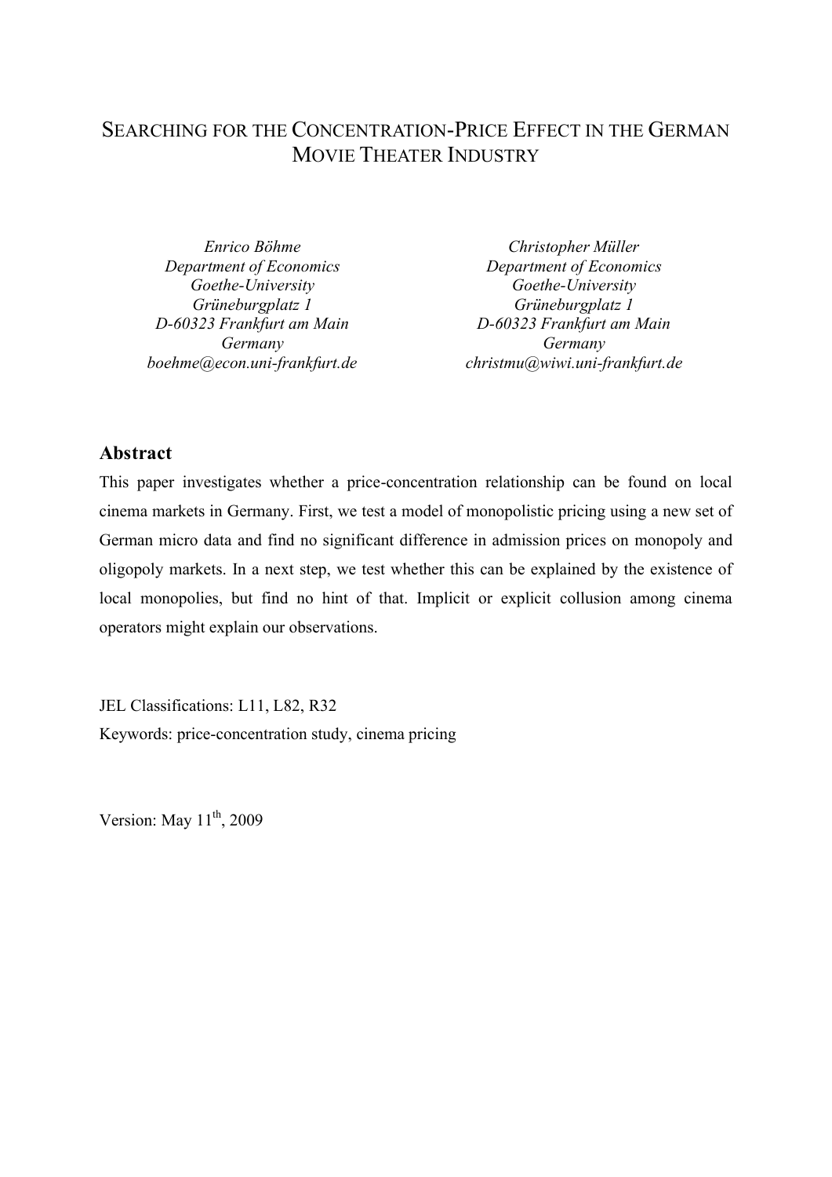# SEARCHING FOR THE CONCENTRATION-PRICE EFFECT IN THE GERMAN MOVIE THEATER INDUSTRY

*Enrico Böhme*
*Department of Economics*
*Goethe-University*
*Grüneburgplatz 1*
*D-60323 Frankfurt am Main*
*Germany*
*boehme@econ.uni-frankfurt.de*

*Christopher Müller*
*Department of Economics*
*Goethe-University*
*Grüneburgplatz 1*
*D-60323 Frankfurt am Main*
*Germany*
*christmu@wiwi.uni-frankfurt.de*

## Abstract

This paper investigates whether a price-concentration relationship can be found on local cinema markets in Germany. First, we test a model of monopolistic pricing using a new set of German micro data and find no significant difference in admission prices on monopoly and oligopoly markets. In a next step, we test whether this can be explained by the existence of local monopolies, but find no hint of that. Implicit or explicit collusion among cinema operators might explain our observations.

JEL Classifications: L11, L82, R32

Keywords: price-concentration study, cinema pricing

Version: May 11th, 2009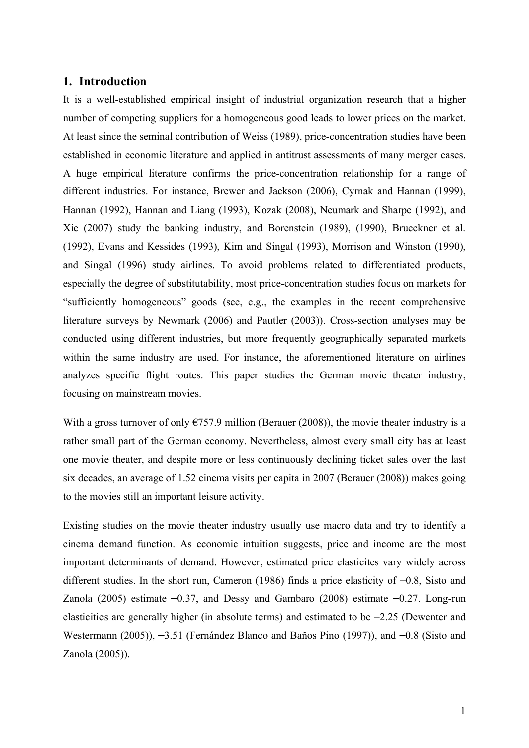## 1. Introduction

It is a well-established empirical insight of industrial organization research that a higher number of competing suppliers for a homogeneous good leads to lower prices on the market. At least since the seminal contribution of Weiss (1989), price-concentration studies have been established in economic literature and applied in antitrust assessments of many merger cases. A huge empirical literature confirms the price-concentration relationship for a range of different industries. For instance, Brewer and Jackson (2006), Cyrnak and Hannan (1999), Hannan (1992), Hannan and Liang (1993), Kozak (2008), Neumark and Sharpe (1992), and Xie (2007) study the banking industry, and Borenstein (1989), (1990), Brueckner et al. (1992), Evans and Kessides (1993), Kim and Singal (1993), Morrison and Winston (1990), and Singal (1996) study airlines. To avoid problems related to differentiated products, especially the degree of substitutability, most price-concentration studies focus on markets for "sufficiently homogeneous" goods (see, e.g., the examples in the recent comprehensive literature surveys by Newmark (2006) and Pautler (2003)). Cross-section analyses may be conducted using different industries, but more frequently geographically separated markets within the same industry are used. For instance, the aforementioned literature on airlines analyzes specific flight routes. This paper studies the German movie theater industry, focusing on mainstream movies.

With a gross turnover of only €757.9 million (Berauer (2008)), the movie theater industry is a rather small part of the German economy. Nevertheless, almost every small city has at least one movie theater, and despite more or less continuously declining ticket sales over the last six decades, an average of 1.52 cinema visits per capita in 2007 (Berauer (2008)) makes going to the movies still an important leisure activity.

Existing studies on the movie theater industry usually use macro data and try to identify a cinema demand function. As economic intuition suggests, price and income are the most important determinants of demand. However, estimated price elasticites vary widely across different studies. In the short run, Cameron (1986) finds a price elasticity of −0.8, Sisto and Zanola (2005) estimate −0.37, and Dessy and Gambaro (2008) estimate −0.27. Long-run elasticities are generally higher (in absolute terms) and estimated to be −2.25 (Dewenter and Westermann (2005)), −3.51 (Fernández Blanco and Baños Pino (1997)), and −0.8 (Sisto and Zanola (2005)).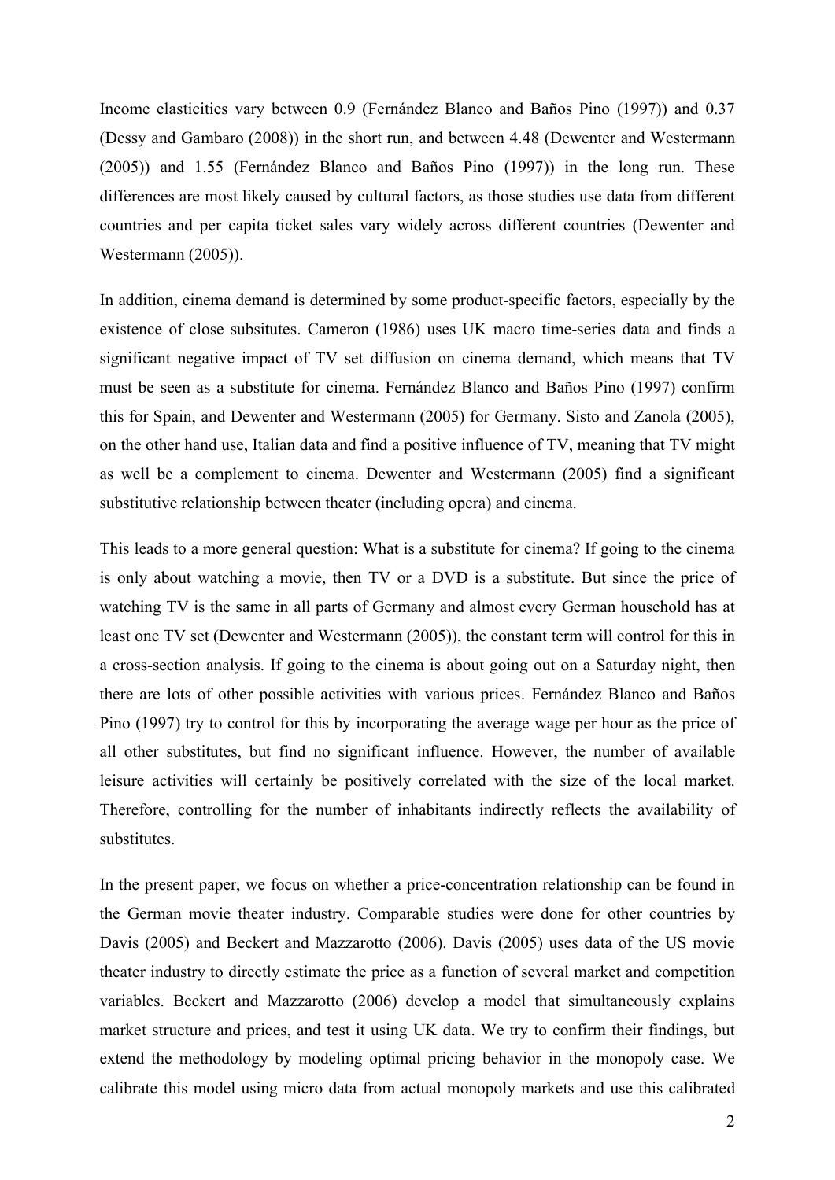Income elasticities vary between 0.9 (Fernández Blanco and Baños Pino (1997)) and 0.37 (Dessy and Gambaro (2008)) in the short run, and between 4.48 (Dewenter and Westermann (2005)) and 1.55 (Fernández Blanco and Baños Pino (1997)) in the long run. These differences are most likely caused by cultural factors, as those studies use data from different countries and per capita ticket sales vary widely across different countries (Dewenter and Westermann (2005)).

In addition, cinema demand is determined by some product-specific factors, especially by the existence of close subsitutes. Cameron (1986) uses UK macro time-series data and finds a significant negative impact of TV set diffusion on cinema demand, which means that TV must be seen as a substitute for cinema. Fernández Blanco and Baños Pino (1997) confirm this for Spain, and Dewenter and Westermann (2005) for Germany. Sisto and Zanola (2005), on the other hand use, Italian data and find a positive influence of TV, meaning that TV might as well be a complement to cinema. Dewenter and Westermann (2005) find a significant substitutive relationship between theater (including opera) and cinema.

This leads to a more general question: What is a substitute for cinema? If going to the cinema is only about watching a movie, then TV or a DVD is a substitute. But since the price of watching TV is the same in all parts of Germany and almost every German household has at least one TV set (Dewenter and Westermann (2005)), the constant term will control for this in a cross-section analysis. If going to the cinema is about going out on a Saturday night, then there are lots of other possible activities with various prices. Fernández Blanco and Baños Pino (1997) try to control for this by incorporating the average wage per hour as the price of all other substitutes, but find no significant influence. However, the number of available leisure activities will certainly be positively correlated with the size of the local market. Therefore, controlling for the number of inhabitants indirectly reflects the availability of substitutes.

In the present paper, we focus on whether a price-concentration relationship can be found in the German movie theater industry. Comparable studies were done for other countries by Davis (2005) and Beckert and Mazzarotto (2006). Davis (2005) uses data of the US movie theater industry to directly estimate the price as a function of several market and competition variables. Beckert and Mazzarotto (2006) develop a model that simultaneously explains market structure and prices, and test it using UK data. We try to confirm their findings, but extend the methodology by modeling optimal pricing behavior in the monopoly case. We calibrate this model using micro data from actual monopoly markets and use this calibrated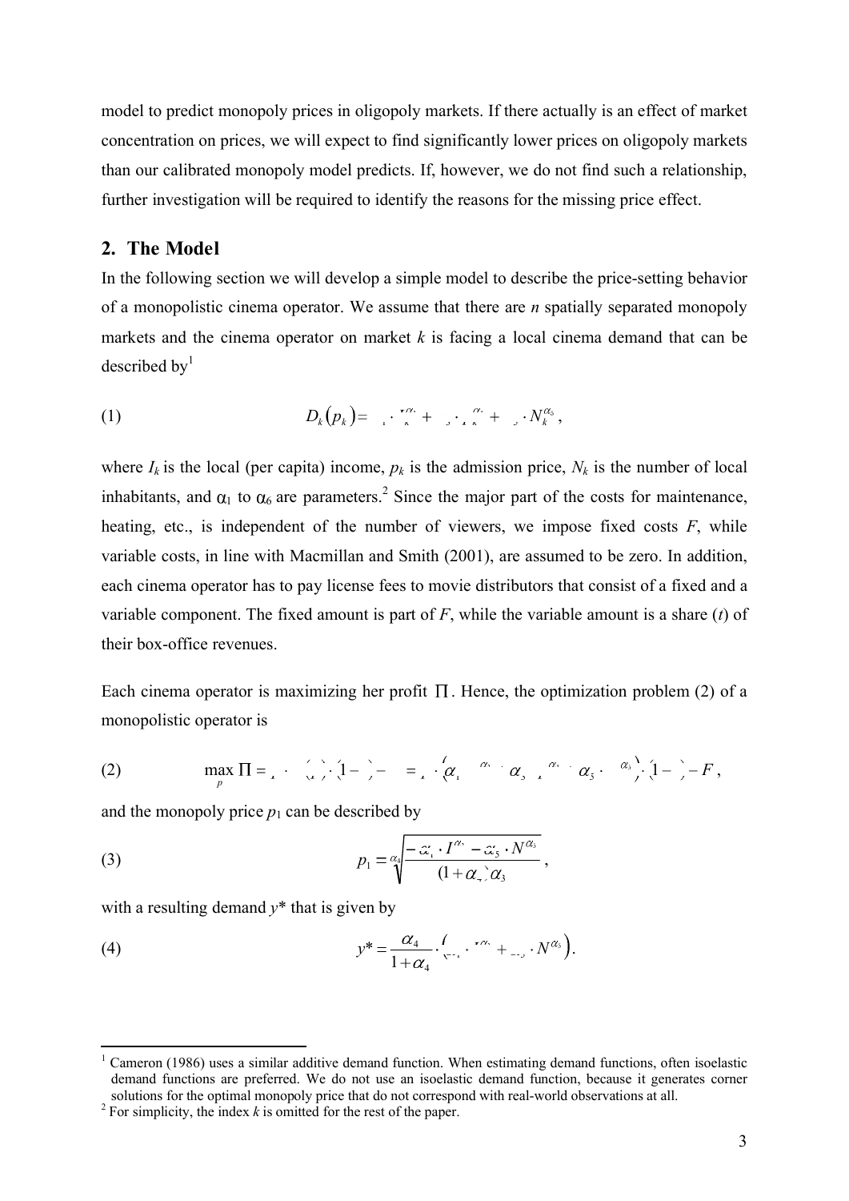model to predict monopoly prices in oligopoly markets. If there actually is an effect of market concentration on prices, we will expect to find significantly lower prices on oligopoly markets than our calibrated monopoly model predicts. If, however, we do not find such a relationship, further investigation will be required to identify the reasons for the missing price effect.

## 2. The Model

In the following section we will develop a simple model to describe the price-setting behavior of a monopolistic cinema operator. We assume that there are *n* spatially separated monopoly markets and the cinema operator on market *k* is facing a local cinema demand that can be described by[1]

$$D_k(p_k) = \alpha_1 \cdot I_k^{\alpha_2} + \alpha_3 \cdot p_k^{\alpha_4} + \alpha_6 \cdot N_k^{\alpha_5}, \tag{1}$$

where $I_k$ is the local (per capita) income, $p_k$ is the admission price, $N_k$ is the number of local inhabitants, and $\alpha_1$ to $\alpha_6$ are parameters.[2] Since the major part of the costs for maintenance, heating, etc., is independent of the number of viewers, we impose fixed costs *F*, while variable costs, in line with Macmillan and Smith (2001), are assumed to be zero. In addition, each cinema operator has to pay license fees to movie distributors that consist of a fixed and a variable component. The fixed amount is part of *F*, while the variable amount is a share (*t*) of their box-office revenues.

Each cinema operator is maximizing her profit $\Pi$. Hence, the optimization problem (2) of a monopolistic operator is

$$\max_p \Pi = p \cdot D(p) \cdot (1-t) - F = p \cdot \left(\alpha_1 \cdot I^{\alpha_2} + \alpha_3 \cdot p^{\alpha_4} + \alpha_6 \cdot N^{\alpha_5}\right) \cdot (1-t) - F, \tag{2}$$

and the monopoly price $p_1$ can be described by

$$p_1 = \sqrt[\alpha_4]{\frac{-\alpha_1 \cdot I^{\alpha_2} - \alpha_6 \cdot N^{\alpha_5}}{(1+\alpha_4)\alpha_3}}, \tag{3}$$

with a resulting demand $y^*$ that is given by

$$y^* = \frac{\alpha_4}{1+\alpha_4} \cdot \left(\alpha_1 \cdot I^{\alpha_2} + \alpha_6 \cdot N^{\alpha_5}\right). \tag{4}$$

---

[1] Cameron (1986) uses a similar additive demand function. When estimating demand functions, often isoelastic demand functions are preferred. We do not use an isoelastic demand function, because it generates corner solutions for the optimal monopoly price that do not correspond with real-world observations at all.

[2] For simplicity, the index *k* is omitted for the rest of the paper.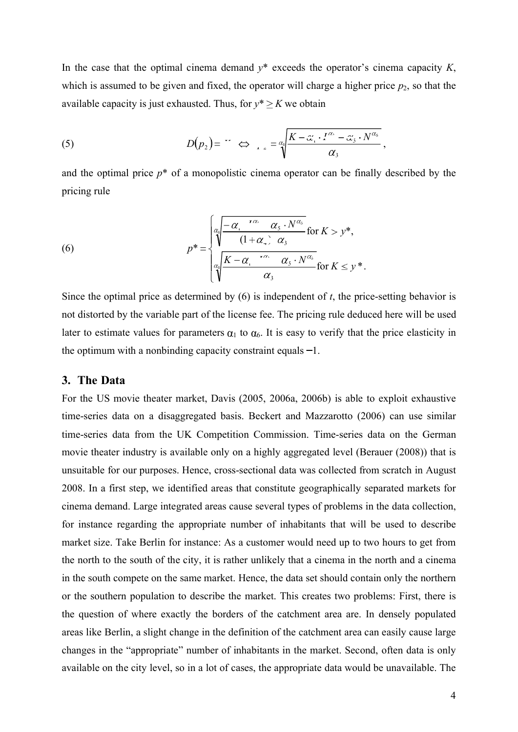In the case that the optimal cinema demand $y^*$ exceeds the operator's cinema capacity $K$, which is assumed to be given and fixed, the operator will charge a higher price $p_2$, so that the available capacity is just exhausted. Thus, for $y^* \geq K$ we obtain

$$
(5) \qquad D(p_2) = K \Leftrightarrow p_2 = \sqrt[\alpha_4]{\frac{K - \alpha_1 \cdot I^{\alpha_2} - \alpha_5 \cdot N^{\alpha_6}}{\alpha_3}},
$$

and the optimal price $p^*$ of a monopolistic cinema operator can be finally described by the pricing rule

$$
(6) \qquad p^* = \begin{cases} \sqrt[\alpha_4]{\dfrac{-\alpha_1 \cdot I^{\alpha_2} - \alpha_5 \cdot N^{\alpha_6}}{(1+\alpha_4) \cdot \alpha_3}} & \text{for } K > y^*, \\[2ex] \sqrt[\alpha_4]{\dfrac{K - \alpha_1 \cdot I^{\alpha_2} - \alpha_5 \cdot N^{\alpha_6}}{\alpha_3}} & \text{for } K \leq y^*. \end{cases}
$$

Since the optimal price as determined by (6) is independent of $t$, the price-setting behavior is not distorted by the variable part of the license fee. The pricing rule deduced here will be used later to estimate values for parameters $\alpha_1$ to $\alpha_6$. It is easy to verify that the price elasticity in the optimum with a nonbinding capacity constraint equals $-1$.

## 3. The Data

For the US movie theater market, Davis (2005, 2006a, 2006b) is able to exploit exhaustive time-series data on a disaggregated basis. Beckert and Mazzarotto (2006) can use similar time-series data from the UK Competition Commission. Time-series data on the German movie theater industry is available only on a highly aggregated level (Berauer (2008)) that is unsuitable for our purposes. Hence, cross-sectional data was collected from scratch in August 2008. In a first step, we identified areas that constitute geographically separated markets for cinema demand. Large integrated areas cause several types of problems in the data collection, for instance regarding the appropriate number of inhabitants that will be used to describe market size. Take Berlin for instance: As a customer would need up to two hours to get from the north to the south of the city, it is rather unlikely that a cinema in the north and a cinema in the south compete on the same market. Hence, the data set should contain only the northern or the southern population to describe the market. This creates two problems: First, there is the question of where exactly the borders of the catchment area are. In densely populated areas like Berlin, a slight change in the definition of the catchment area can easily cause large changes in the "appropriate" number of inhabitants in the market. Second, often data is only available on the city level, so in a lot of cases, the appropriate data would be unavailable. The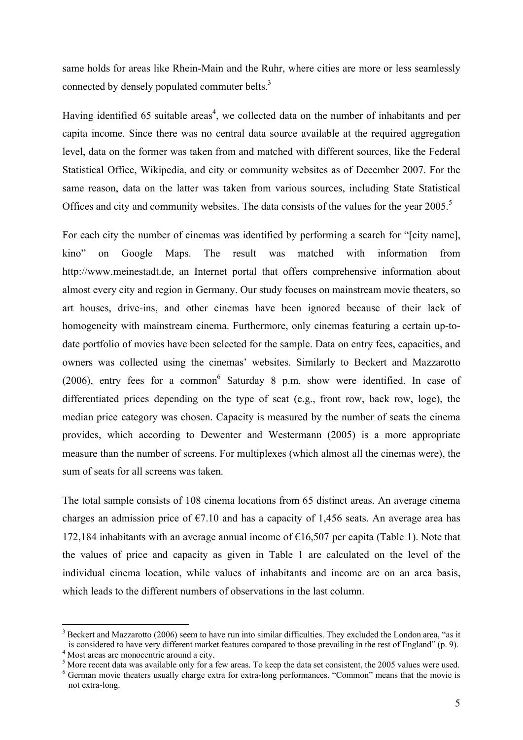same holds for areas like Rhein-Main and the Ruhr, where cities are more or less seamlessly connected by densely populated commuter belts.[3]

Having identified 65 suitable areas[4], we collected data on the number of inhabitants and per capita income. Since there was no central data source available at the required aggregation level, data on the former was taken from and matched with different sources, like the Federal Statistical Office, Wikipedia, and city or community websites as of December 2007. For the same reason, data on the latter was taken from various sources, including State Statistical Offices and city and community websites. The data consists of the values for the year 2005.[5]

For each city the number of cinemas was identified by performing a search for "[city name], kino" on Google Maps. The result was matched with information from http://www.meinestadt.de, an Internet portal that offers comprehensive information about almost every city and region in Germany. Our study focuses on mainstream movie theaters, so art houses, drive-ins, and other cinemas have been ignored because of their lack of homogeneity with mainstream cinema. Furthermore, only cinemas featuring a certain up-to-date portfolio of movies have been selected for the sample. Data on entry fees, capacities, and owners was collected using the cinemas' websites. Similarly to Beckert and Mazzarotto (2006), entry fees for a common[6] Saturday 8 p.m. show were identified. In case of differentiated prices depending on the type of seat (e.g., front row, back row, loge), the median price category was chosen. Capacity is measured by the number of seats the cinema provides, which according to Dewenter and Westermann (2005) is a more appropriate measure than the number of screens. For multiplexes (which almost all the cinemas were), the sum of seats for all screens was taken.

The total sample consists of 108 cinema locations from 65 distinct areas. An average cinema charges an admission price of €7.10 and has a capacity of 1,456 seats. An average area has 172,184 inhabitants with an average annual income of €16,507 per capita (Table 1). Note that the values of price and capacity as given in Table 1 are calculated on the level of the individual cinema location, while values of inhabitants and income are on an area basis, which leads to the different numbers of observations in the last column.

---

[3] Beckert and Mazzarotto (2006) seem to have run into similar difficulties. They excluded the London area, "as it is considered to have very different market features compared to those prevailing in the rest of England" (p. 9).

[4] Most areas are monocentric around a city.

[5] More recent data was available only for a few areas. To keep the data set consistent, the 2005 values were used.

[6] German movie theaters usually charge extra for extra-long performances. "Common" means that the movie is not extra-long.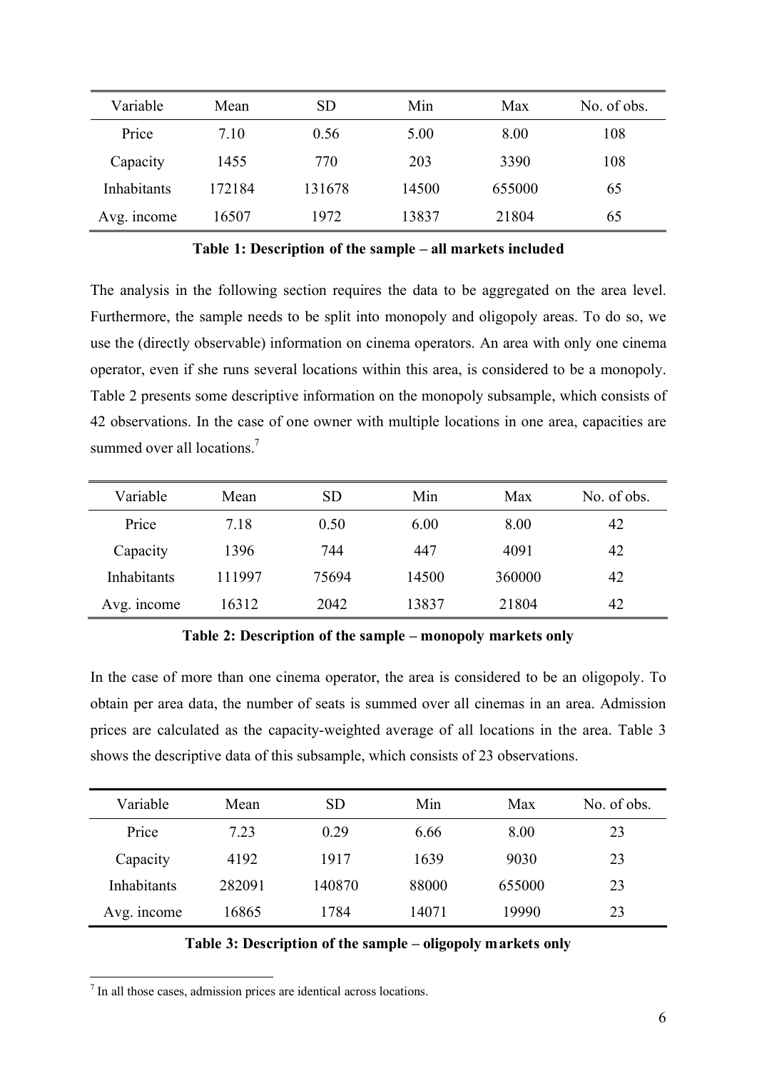| Variable | Mean | SD | Min | Max | No. of obs. |
|---|---|---|---|---|---|
| Price | 7.10 | 0.56 | 5.00 | 8.00 | 108 |
| Capacity | 1455 | 770 | 203 | 3390 | 108 |
| Inhabitants | 172184 | 131678 | 14500 | 655000 | 65 |
| Avg. income | 16507 | 1972 | 13837 | 21804 | 65 |

**Table 1: Description of the sample – all markets included**

The analysis in the following section requires the data to be aggregated on the area level. Furthermore, the sample needs to be split into monopoly and oligopoly areas. To do so, we use the (directly observable) information on cinema operators. An area with only one cinema operator, even if she runs several locations within this area, is considered to be a monopoly. Table 2 presents some descriptive information on the monopoly subsample, which consists of 42 observations. In the case of one owner with multiple locations in one area, capacities are summed over all locations.[7]

| Variable | Mean | SD | Min | Max | No. of obs. |
|---|---|---|---|---|---|
| Price | 7.18 | 0.50 | 6.00 | 8.00 | 42 |
| Capacity | 1396 | 744 | 447 | 4091 | 42 |
| Inhabitants | 111997 | 75694 | 14500 | 360000 | 42 |
| Avg. income | 16312 | 2042 | 13837 | 21804 | 42 |

**Table 2: Description of the sample – monopoly markets only**

In the case of more than one cinema operator, the area is considered to be an oligopoly. To obtain per area data, the number of seats is summed over all cinemas in an area. Admission prices are calculated as the capacity-weighted average of all locations in the area. Table 3 shows the descriptive data of this subsample, which consists of 23 observations.

| Variable | Mean | SD | Min | Max | No. of obs. |
|---|---|---|---|---|---|
| Price | 7.23 | 0.29 | 6.66 | 8.00 | 23 |
| Capacity | 4192 | 1917 | 1639 | 9030 | 23 |
| Inhabitants | 282091 | 140870 | 88000 | 655000 | 23 |
| Avg. income | 16865 | 1784 | 14071 | 19990 | 23 |

**Table 3: Description of the sample – oligopoly markets only**

[7] In all those cases, admission prices are identical across locations.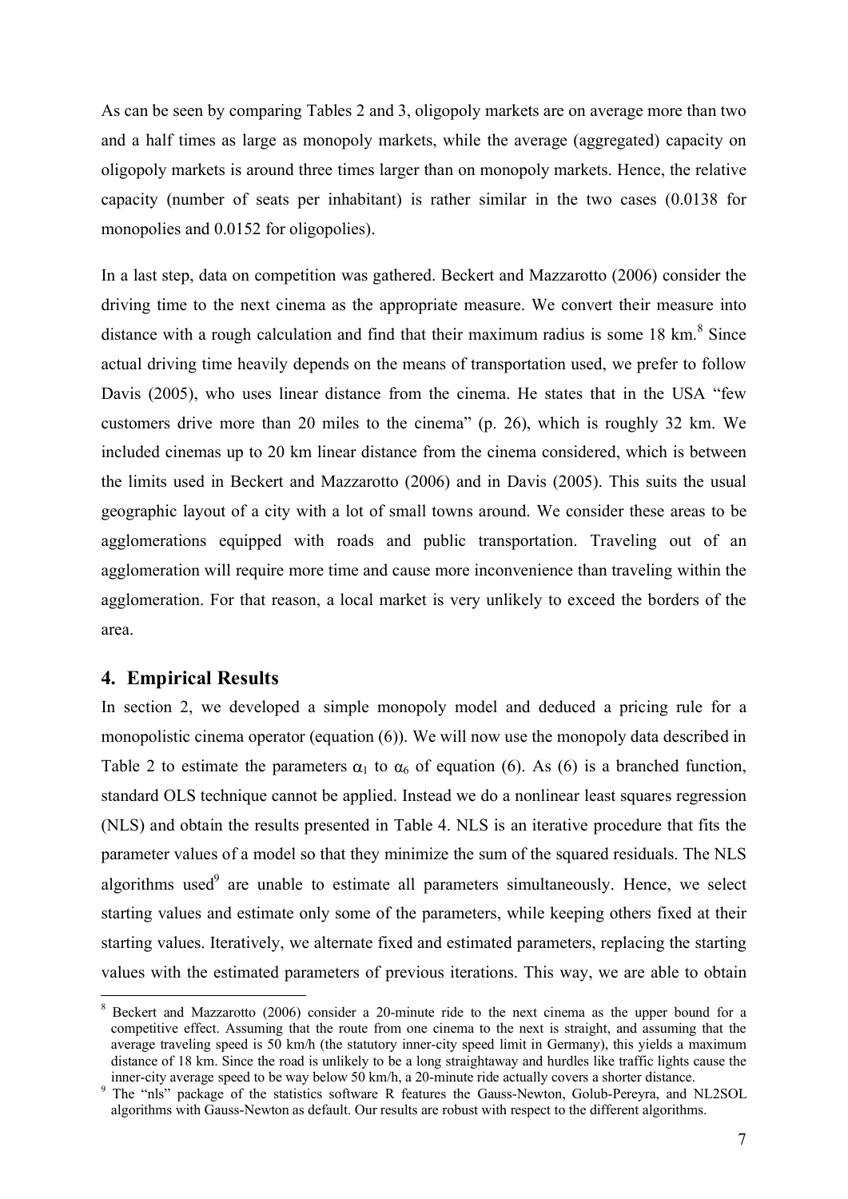As can be seen by comparing Tables 2 and 3, oligopoly markets are on average more than two and a half times as large as monopoly markets, while the average (aggregated) capacity on oligopoly markets is around three times larger than on monopoly markets. Hence, the relative capacity (number of seats per inhabitant) is rather similar in the two cases (0.0138 for monopolies and 0.0152 for oligopolies).

In a last step, data on competition was gathered. Beckert and Mazzarotto (2006) consider the driving time to the next cinema as the appropriate measure. We convert their measure into distance with a rough calculation and find that their maximum radius is some 18 km.[8] Since actual driving time heavily depends on the means of transportation used, we prefer to follow Davis (2005), who uses linear distance from the cinema. He states that in the USA "few customers drive more than 20 miles to the cinema" (p. 26), which is roughly 32 km. We included cinemas up to 20 km linear distance from the cinema considered, which is between the limits used in Beckert and Mazzarotto (2006) and in Davis (2005). This suits the usual geographic layout of a city with a lot of small towns around. We consider these areas to be agglomerations equipped with roads and public transportation. Traveling out of an agglomeration will require more time and cause more inconvenience than traveling within the agglomeration. For that reason, a local market is very unlikely to exceed the borders of the area.

## 4. Empirical Results

In section 2, we developed a simple monopoly model and deduced a pricing rule for a monopolistic cinema operator (equation (6)). We will now use the monopoly data described in Table 2 to estimate the parameters $\alpha_1$ to $\alpha_6$ of equation (6). As (6) is a branched function, standard OLS technique cannot be applied. Instead we do a nonlinear least squares regression (NLS) and obtain the results presented in Table 4. NLS is an iterative procedure that fits the parameter values of a model so that they minimize the sum of the squared residuals. The NLS algorithms used[9] are unable to estimate all parameters simultaneously. Hence, we select starting values and estimate only some of the parameters, while keeping others fixed at their starting values. Iteratively, we alternate fixed and estimated parameters, replacing the starting values with the estimated parameters of previous iterations. This way, we are able to obtain

---

[8] Beckert and Mazzarotto (2006) consider a 20-minute ride to the next cinema as the upper bound for a competitive effect. Assuming that the route from one cinema to the next is straight, and assuming that the average traveling speed is 50 km/h (the statutory inner-city speed limit in Germany), this yields a maximum distance of 18 km. Since the road is unlikely to be a long straightaway and hurdles like traffic lights cause the inner-city average speed to be way below 50 km/h, a 20-minute ride actually covers a shorter distance.

[9] The "nls" package of the statistics software R features the Gauss-Newton, Golub-Pereyra, and NL2SOL algorithms with Gauss-Newton as default. Our results are robust with respect to the different algorithms.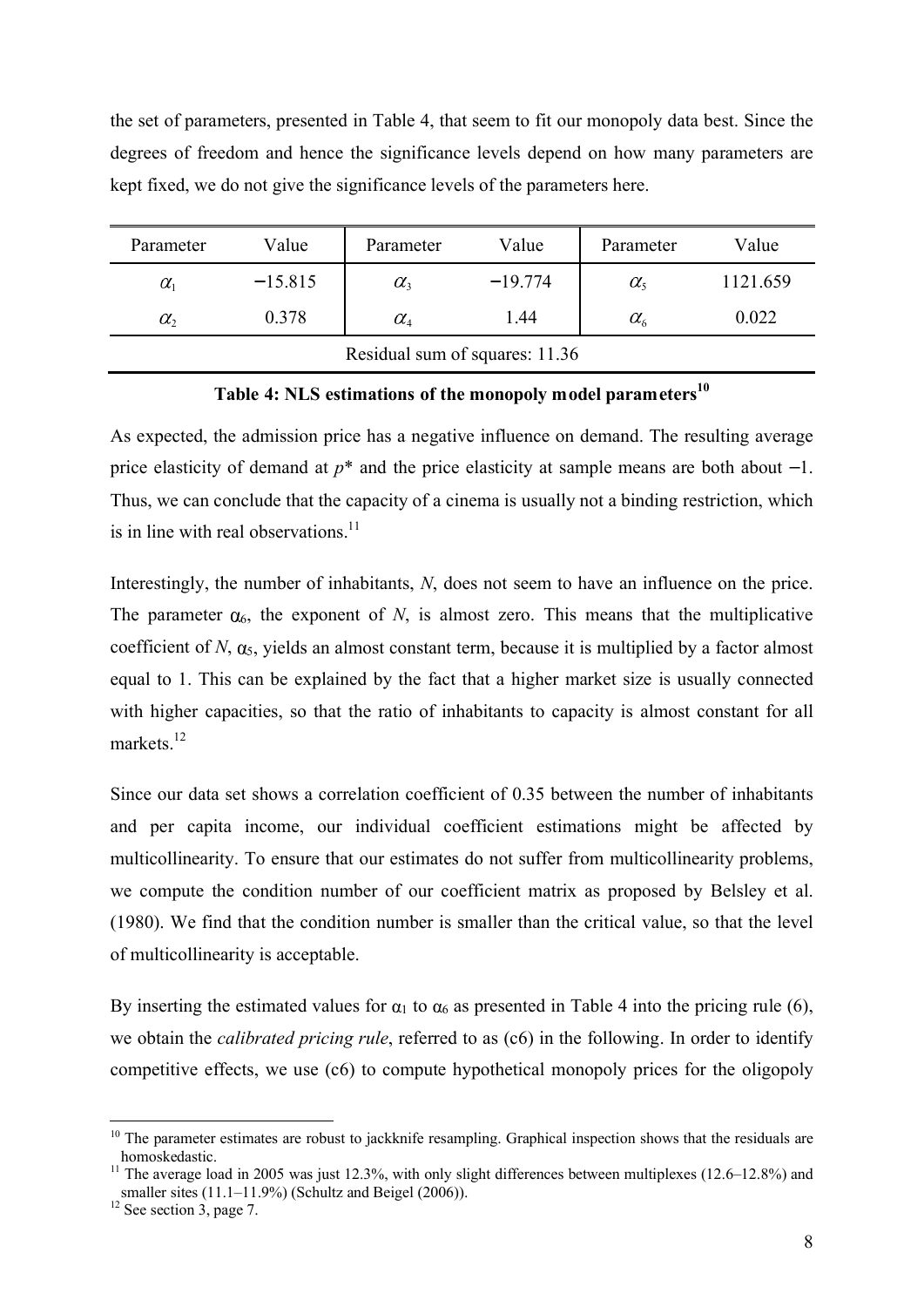the set of parameters, presented in Table 4, that seem to fit our monopoly data best. Since the degrees of freedom and hence the significance levels depend on how many parameters are kept fixed, we do not give the significance levels of the parameters here.

| Parameter | Value | Parameter | Value | Parameter | Value |
|---|---|---|---|---|---|
| $\alpha_1$ | −15.815 | $\alpha_3$ | −19.774 | $\alpha_5$ | 1121.659 |
| $\alpha_2$ | 0.378 | $\alpha_4$ | 1.44 | $\alpha_6$ | 0.022 |
| Residual sum of squares: 11.36 | | | | | |

**Table 4: NLS estimations of the monopoly model parameters[10]**

As expected, the admission price has a negative influence on demand. The resulting average price elasticity of demand at $p^*$ and the price elasticity at sample means are both about −1. Thus, we can conclude that the capacity of a cinema is usually not a binding restriction, which is in line with real observations.[11]

Interestingly, the number of inhabitants, $N$, does not seem to have an influence on the price. The parameter $\alpha_6$, the exponent of $N$, is almost zero. This means that the multiplicative coefficient of $N$, $\alpha_5$, yields an almost constant term, because it is multiplied by a factor almost equal to 1. This can be explained by the fact that a higher market size is usually connected with higher capacities, so that the ratio of inhabitants to capacity is almost constant for all markets.[12]

Since our data set shows a correlation coefficient of 0.35 between the number of inhabitants and per capita income, our individual coefficient estimations might be affected by multicollinearity. To ensure that our estimates do not suffer from multicollinearity problems, we compute the condition number of our coefficient matrix as proposed by Belsley et al. (1980). We find that the condition number is smaller than the critical value, so that the level of multicollinearity is acceptable.

By inserting the estimated values for $\alpha_1$ to $\alpha_6$ as presented in Table 4 into the pricing rule (6), we obtain the *calibrated pricing rule*, referred to as (c6) in the following. In order to identify competitive effects, we use (c6) to compute hypothetical monopoly prices for the oligopoly

---

[10] The parameter estimates are robust to jackknife resampling. Graphical inspection shows that the residuals are homoskedastic.

[11] The average load in 2005 was just 12.3%, with only slight differences between multiplexes (12.6–12.8%) and smaller sites (11.1–11.9%) (Schultz and Beigel (2006)).

[12] See section 3, page 7.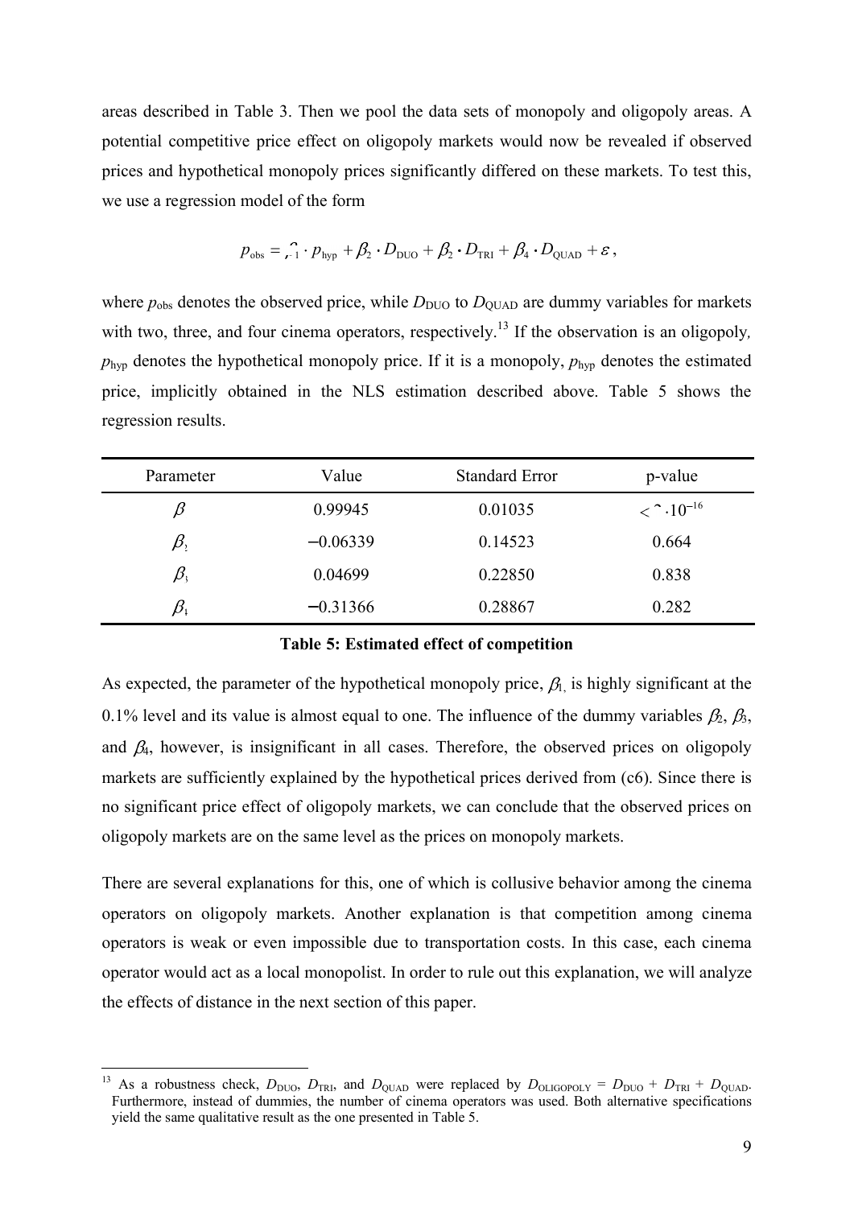areas described in Table 3. Then we pool the data sets of monopoly and oligopoly areas. A potential competitive price effect on oligopoly markets would now be revealed if observed prices and hypothetical monopoly prices significantly differed on these markets. To test this, we use a regression model of the form

$$p_{\text{obs}} = \beta_1 \cdot p_{\text{hyp}} + \beta_2 \cdot D_{\text{DUO}} + \beta_2 \cdot D_{\text{TRI}} + \beta_4 \cdot D_{\text{QUAD}} + \varepsilon\,,$$

where $p_{\text{obs}}$ denotes the observed price, while $D_{\text{DUO}}$ to $D_{\text{QUAD}}$ are dummy variables for markets with two, three, and four cinema operators, respectively.[13] If the observation is an oligopoly, $p_{\text{hyp}}$ denotes the hypothetical monopoly price. If it is a monopoly, $p_{\text{hyp}}$ denotes the estimated price, implicitly obtained in the NLS estimation described above. Table 5 shows the regression results.

| Parameter | Value | Standard Error | p-value |
| --- | --- | --- | --- |
| $\beta_1$ | 0.99945 | 0.01035 | $< 2 \cdot 10^{-16}$ |
| $\beta_2$ | −0.06339 | 0.14523 | 0.664 |
| $\beta_3$ | 0.04699 | 0.22850 | 0.838 |
| $\beta_4$ | −0.31366 | 0.28867 | 0.282 |

**Table 5: Estimated effect of competition**

As expected, the parameter of the hypothetical monopoly price, $\beta_1$, is highly significant at the 0.1% level and its value is almost equal to one. The influence of the dummy variables $\beta_2$, $\beta_3$, and $\beta_4$, however, is insignificant in all cases. Therefore, the observed prices on oligopoly markets are sufficiently explained by the hypothetical prices derived from (c6). Since there is no significant price effect of oligopoly markets, we can conclude that the observed prices on oligopoly markets are on the same level as the prices on monopoly markets.

There are several explanations for this, one of which is collusive behavior among the cinema operators on oligopoly markets. Another explanation is that competition among cinema operators is weak or even impossible due to transportation costs. In this case, each cinema operator would act as a local monopolist. In order to rule out this explanation, we will analyze the effects of distance in the next section of this paper.

[13] As a robustness check, $D_{\text{DUO}}$, $D_{\text{TRI}}$, and $D_{\text{QUAD}}$ were replaced by $D_{\text{OLIGOPOLY}} = D_{\text{DUO}} + D_{\text{TRI}} + D_{\text{QUAD}}$. Furthermore, instead of dummies, the number of cinema operators was used. Both alternative specifications yield the same qualitative result as the one presented in Table 5.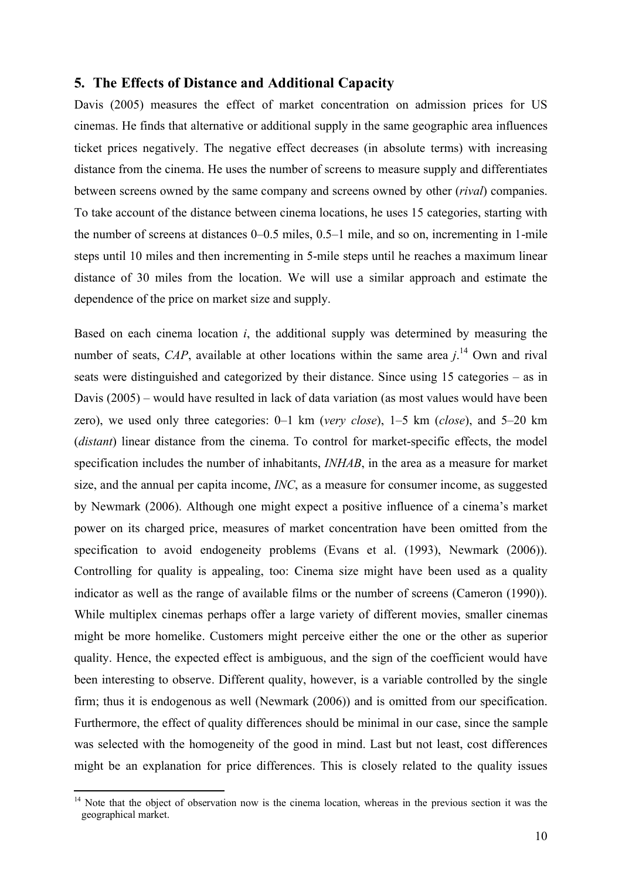## 5. The Effects of Distance and Additional Capacity

Davis (2005) measures the effect of market concentration on admission prices for US cinemas. He finds that alternative or additional supply in the same geographic area influences ticket prices negatively. The negative effect decreases (in absolute terms) with increasing distance from the cinema. He uses the number of screens to measure supply and differentiates between screens owned by the same company and screens owned by other (*rival*) companies. To take account of the distance between cinema locations, he uses 15 categories, starting with the number of screens at distances 0–0.5 miles, 0.5–1 mile, and so on, incrementing in 1-mile steps until 10 miles and then incrementing in 5-mile steps until he reaches a maximum linear distance of 30 miles from the location. We will use a similar approach and estimate the dependence of the price on market size and supply.

Based on each cinema location $i$, the additional supply was determined by measuring the number of seats, *CAP*, available at other locations within the same area $j$.[14] Own and rival seats were distinguished and categorized by their distance. Since using 15 categories – as in Davis (2005) – would have resulted in lack of data variation (as most values would have been zero), we used only three categories: 0–1 km (*very close*), 1–5 km (*close*), and 5–20 km (*distant*) linear distance from the cinema. To control for market-specific effects, the model specification includes the number of inhabitants, *INHAB*, in the area as a measure for market size, and the annual per capita income, *INC*, as a measure for consumer income, as suggested by Newmark (2006). Although one might expect a positive influence of a cinema's market power on its charged price, measures of market concentration have been omitted from the specification to avoid endogeneity problems (Evans et al. (1993), Newmark (2006)). Controlling for quality is appealing, too: Cinema size might have been used as a quality indicator as well as the range of available films or the number of screens (Cameron (1990)). While multiplex cinemas perhaps offer a large variety of different movies, smaller cinemas might be more homelike. Customers might perceive either the one or the other as superior quality. Hence, the expected effect is ambiguous, and the sign of the coefficient would have been interesting to observe. Different quality, however, is a variable controlled by the single firm; thus it is endogenous as well (Newmark (2006)) and is omitted from our specification. Furthermore, the effect of quality differences should be minimal in our case, since the sample was selected with the homogeneity of the good in mind. Last but not least, cost differences might be an explanation for price differences. This is closely related to the quality issues

[14] Note that the object of observation now is the cinema location, whereas in the previous section it was the geographical market.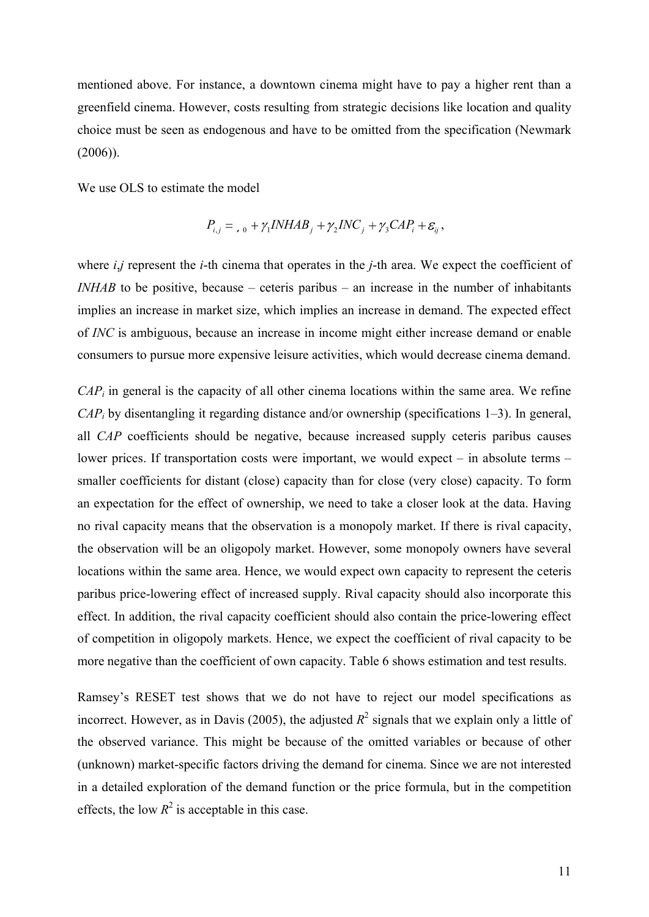mentioned above. For instance, a downtown cinema might have to pay a higher rent than a greenfield cinema. However, costs resulting from strategic decisions like location and quality choice must be seen as endogenous and have to be omitted from the specification (Newmark (2006)).

We use OLS to estimate the model

$$P_{i,j} = {}_{,0} + \gamma_1 INHAB_j + \gamma_2 INC_j + \gamma_3 CAP_i + \varepsilon_{ij},$$

where *i*,*j* represent the *i*-th cinema that operates in the *j*-th area. We expect the coefficient of *INHAB* to be positive, because – ceteris paribus – an increase in the number of inhabitants implies an increase in market size, which implies an increase in demand. The expected effect of *INC* is ambiguous, because an increase in income might either increase demand or enable consumers to pursue more expensive leisure activities, which would decrease cinema demand.

$CAP_i$ in general is the capacity of all other cinema locations within the same area. We refine $CAP_i$ by disentangling it regarding distance and/or ownership (specifications 1–3). In general, all *CAP* coefficients should be negative, because increased supply ceteris paribus causes lower prices. If transportation costs were important, we would expect – in absolute terms – smaller coefficients for distant (close) capacity than for close (very close) capacity. To form an expectation for the effect of ownership, we need to take a closer look at the data. Having no rival capacity means that the observation is a monopoly market. If there is rival capacity, the observation will be an oligopoly market. However, some monopoly owners have several locations within the same area. Hence, we would expect own capacity to represent the ceteris paribus price-lowering effect of increased supply. Rival capacity should also incorporate this effect. In addition, the rival capacity coefficient should also contain the price-lowering effect of competition in oligopoly markets. Hence, we expect the coefficient of rival capacity to be more negative than the coefficient of own capacity. Table 6 shows estimation and test results.

Ramsey's RESET test shows that we do not have to reject our model specifications as incorrect. However, as in Davis (2005), the adjusted $R^2$ signals that we explain only a little of the observed variance. This might be because of the omitted variables or because of other (unknown) market-specific factors driving the demand for cinema. Since we are not interested in a detailed exploration of the demand function or the price formula, but in the competition effects, the low $R^2$ is acceptable in this case.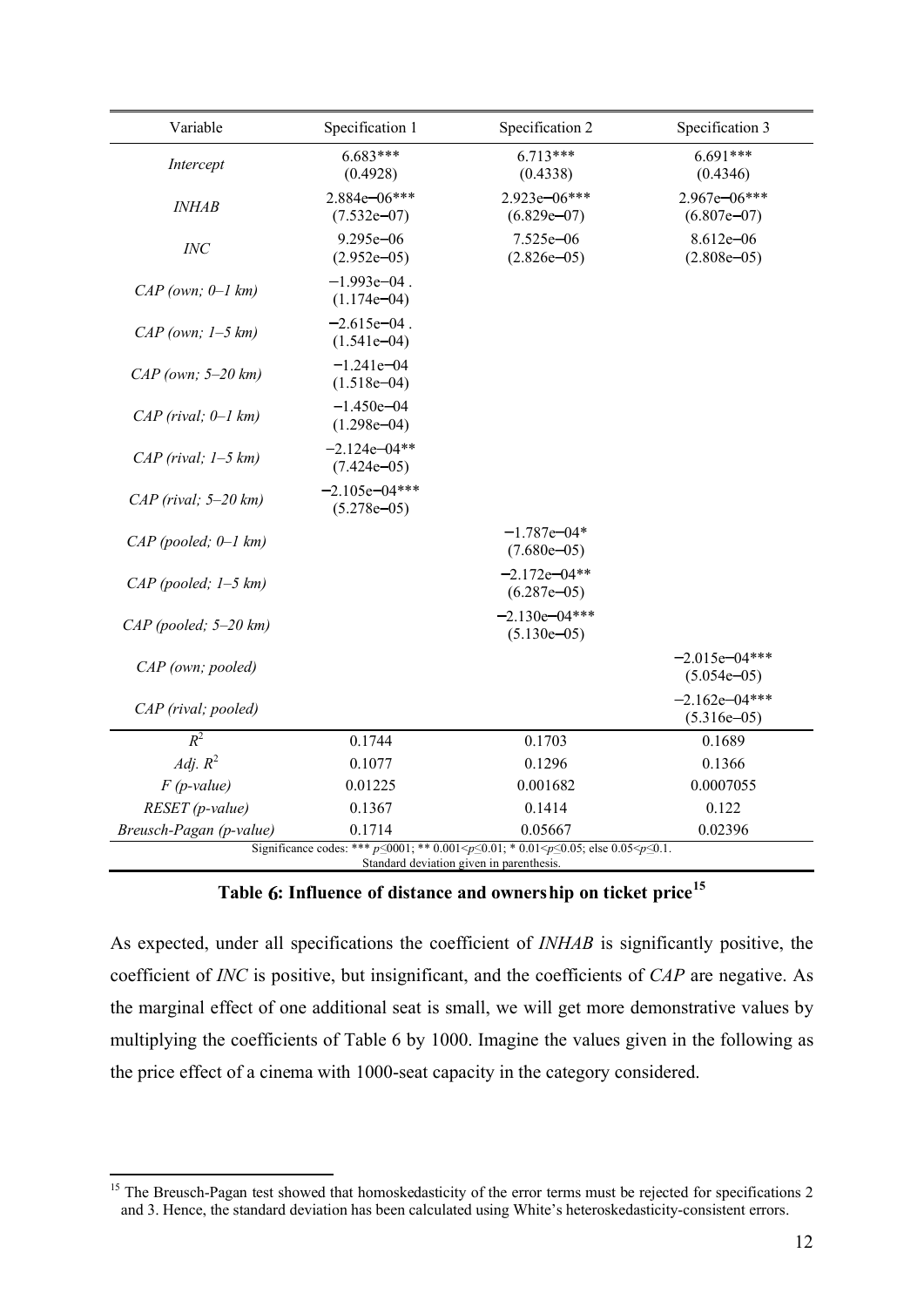| Variable | Specification 1 | Specification 2 | Specification 3 |
|---|---|---|---|
| *Intercept* | 6.683*** (0.4928) | 6.713*** (0.4338) | 6.691*** (0.4346) |
| *INHAB* | 2.884e−06*** (7.532e−07) | 2.923e−06*** (6.829e−07) | 2.967e−06*** (6.807e−07) |
| *INC* | 9.295e−06 (2.952e−05) | 7.525e−06 (2.826e−05) | 8.612e−06 (2.808e−05) |
| *CAP (own; 0–1 km)* | −1.993e−04 . (1.174e−04) | | |
| *CAP (own; 1–5 km)* | −2.615e−04 . (1.541e−04) | | |
| *CAP (own; 5–20 km)* | −1.241e−04 (1.518e−04) | | |
| *CAP (rival; 0–1 km)* | −1.450e−04 (1.298e−04) | | |
| *CAP (rival; 1–5 km)* | −2.124e−04** (7.424e−05) | | |
| *CAP (rival; 5–20 km)* | −2.105e−04*** (5.278e−05) | | |
| *CAP (pooled; 0–1 km)* | | −1.787e−04* (7.680e−05) | |
| *CAP (pooled; 1–5 km)* | | −2.172e−04** (6.287e−05) | |
| *CAP (pooled; 5–20 km)* | | −2.130e−04*** (5.130e−05) | |
| *CAP (own; pooled)* | | | −2.015e−04*** (5.054e−05) |
| *CAP (rival; pooled)* | | | −2.162e−04*** (5.316e−05) |
| $R^2$ | 0.1744 | 0.1703 | 0.1689 |
| *Adj.* $R^2$ | 0.1077 | 0.1296 | 0.1366 |
| *F (p-value)* | 0.01225 | 0.001682 | 0.0007055 |
| *RESET (p-value)* | 0.1367 | 0.1414 | 0.122 |
| *Breusch-Pagan (p-value)* | 0.1714 | 0.05667 | 0.02396 |

Significance codes: *** $p \leq 0001$; ** $0.001 < p \leq 0.01$; * $0.01 < p \leq 0.05$; else $0.05 < p \leq 0.1$.
Standard deviation given in parenthesis.

**Table 6: Influence of distance and ownership on ticket price**[15]

As expected, under all specifications the coefficient of *INHAB* is significantly positive, the coefficient of *INC* is positive, but insignificant, and the coefficients of *CAP* are negative. As the marginal effect of one additional seat is small, we will get more demonstrative values by multiplying the coefficients of Table 6 by 1000. Imagine the values given in the following as the price effect of a cinema with 1000-seat capacity in the category considered.

[15] The Breusch-Pagan test showed that homoskedasticity of the error terms must be rejected for specifications 2 and 3. Hence, the standard deviation has been calculated using White's heteroskedasticity-consistent errors.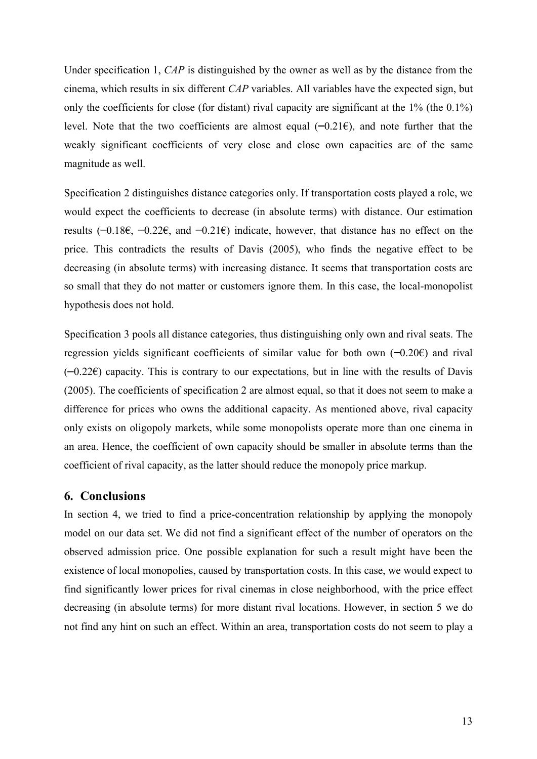Under specification 1, *CAP* is distinguished by the owner as well as by the distance from the cinema, which results in six different *CAP* variables. All variables have the expected sign, but only the coefficients for close (for distant) rival capacity are significant at the 1% (the 0.1%) level. Note that the two coefficients are almost equal (−0.21€), and note further that the weakly significant coefficients of very close and close own capacities are of the same magnitude as well.

Specification 2 distinguishes distance categories only. If transportation costs played a role, we would expect the coefficients to decrease (in absolute terms) with distance. Our estimation results (−0.18€, −0.22€, and −0.21€) indicate, however, that distance has no effect on the price. This contradicts the results of Davis (2005), who finds the negative effect to be decreasing (in absolute terms) with increasing distance. It seems that transportation costs are so small that they do not matter or customers ignore them. In this case, the local-monopolist hypothesis does not hold.

Specification 3 pools all distance categories, thus distinguishing only own and rival seats. The regression yields significant coefficients of similar value for both own (−0.20€) and rival (−0.22€) capacity. This is contrary to our expectations, but in line with the results of Davis (2005). The coefficients of specification 2 are almost equal, so that it does not seem to make a difference for prices who owns the additional capacity. As mentioned above, rival capacity only exists on oligopoly markets, while some monopolists operate more than one cinema in an area. Hence, the coefficient of own capacity should be smaller in absolute terms than the coefficient of rival capacity, as the latter should reduce the monopoly price markup.

## 6. Conclusions

In section 4, we tried to find a price-concentration relationship by applying the monopoly model on our data set. We did not find a significant effect of the number of operators on the observed admission price. One possible explanation for such a result might have been the existence of local monopolies, caused by transportation costs. In this case, we would expect to find significantly lower prices for rival cinemas in close neighborhood, with the price effect decreasing (in absolute terms) for more distant rival locations. However, in section 5 we do not find any hint on such an effect. Within an area, transportation costs do not seem to play a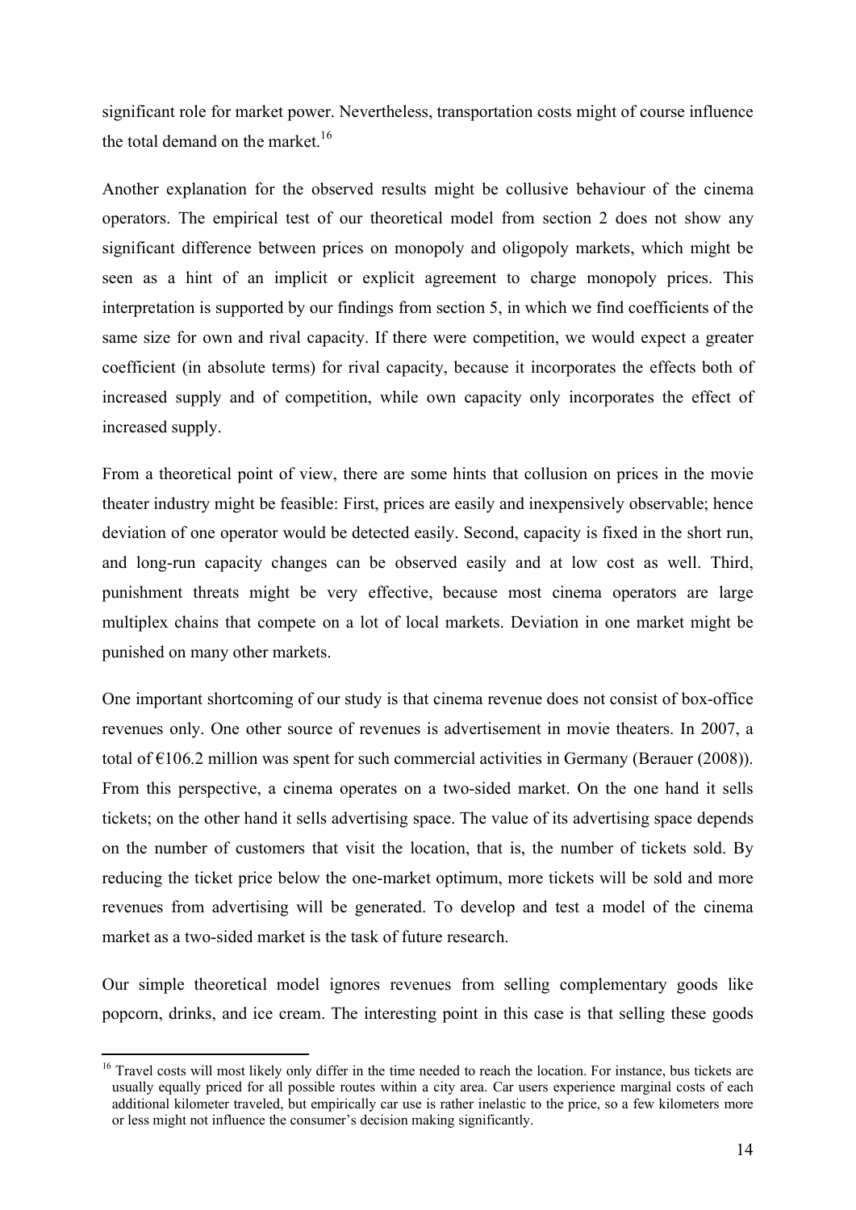significant role for market power. Nevertheless, transportation costs might of course influence the total demand on the market.[16]

Another explanation for the observed results might be collusive behaviour of the cinema operators. The empirical test of our theoretical model from section 2 does not show any significant difference between prices on monopoly and oligopoly markets, which might be seen as a hint of an implicit or explicit agreement to charge monopoly prices. This interpretation is supported by our findings from section 5, in which we find coefficients of the same size for own and rival capacity. If there were competition, we would expect a greater coefficient (in absolute terms) for rival capacity, because it incorporates the effects both of increased supply and of competition, while own capacity only incorporates the effect of increased supply.

From a theoretical point of view, there are some hints that collusion on prices in the movie theater industry might be feasible: First, prices are easily and inexpensively observable; hence deviation of one operator would be detected easily. Second, capacity is fixed in the short run, and long-run capacity changes can be observed easily and at low cost as well. Third, punishment threats might be very effective, because most cinema operators are large multiplex chains that compete on a lot of local markets. Deviation in one market might be punished on many other markets.

One important shortcoming of our study is that cinema revenue does not consist of box-office revenues only. One other source of revenues is advertisement in movie theaters. In 2007, a total of €106.2 million was spent for such commercial activities in Germany (Berauer (2008)). From this perspective, a cinema operates on a two-sided market. On the one hand it sells tickets; on the other hand it sells advertising space. The value of its advertising space depends on the number of customers that visit the location, that is, the number of tickets sold. By reducing the ticket price below the one-market optimum, more tickets will be sold and more revenues from advertising will be generated. To develop and test a model of the cinema market as a two-sided market is the task of future research.

Our simple theoretical model ignores revenues from selling complementary goods like popcorn, drinks, and ice cream. The interesting point in this case is that selling these goods

[16] Travel costs will most likely only differ in the time needed to reach the location. For instance, bus tickets are usually equally priced for all possible routes within a city area. Car users experience marginal costs of each additional kilometer traveled, but empirically car use is rather inelastic to the price, so a few kilometers more or less might not influence the consumer's decision making significantly.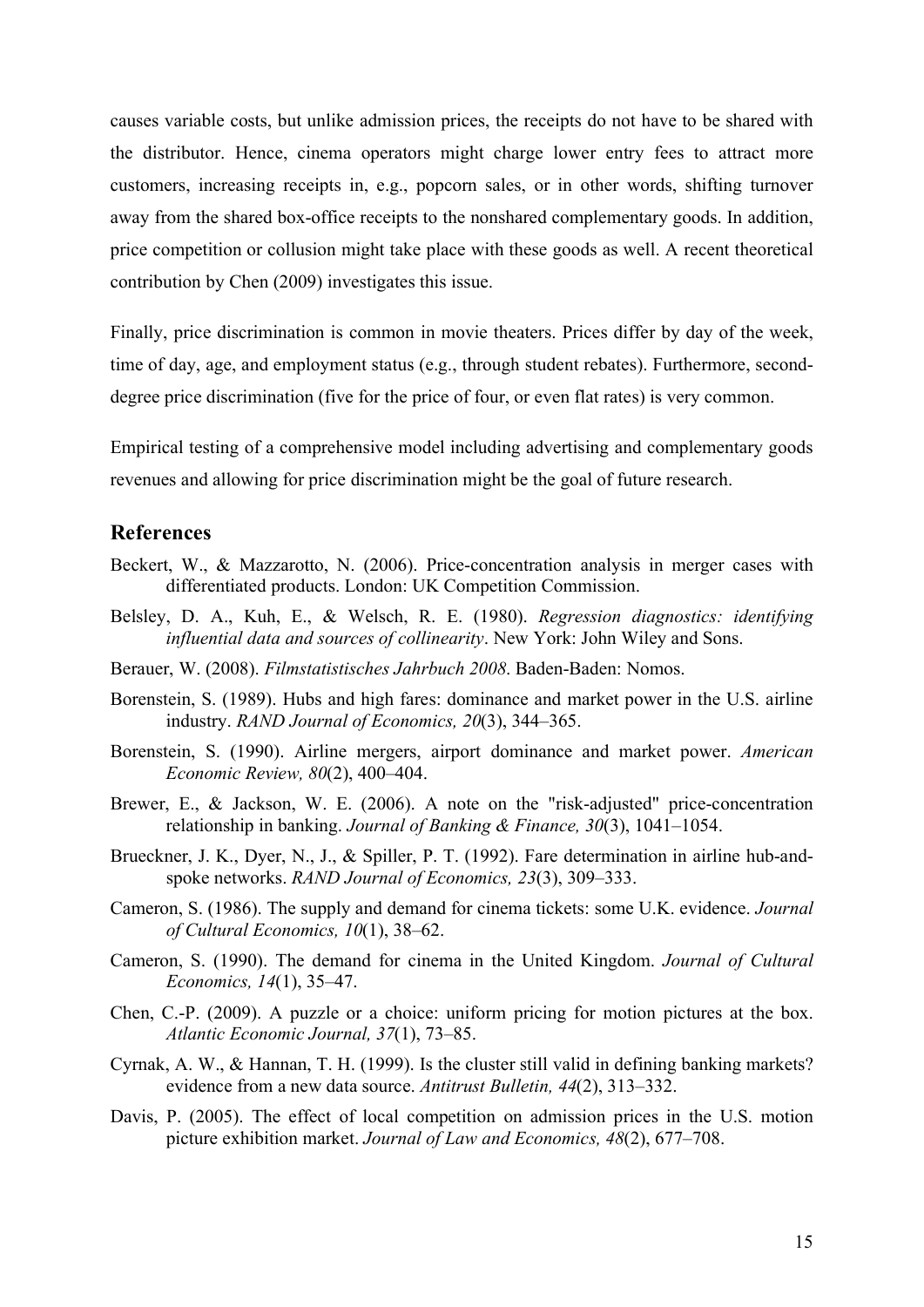causes variable costs, but unlike admission prices, the receipts do not have to be shared with the distributor. Hence, cinema operators might charge lower entry fees to attract more customers, increasing receipts in, e.g., popcorn sales, or in other words, shifting turnover away from the shared box-office receipts to the nonshared complementary goods. In addition, price competition or collusion might take place with these goods as well. A recent theoretical contribution by Chen (2009) investigates this issue.

Finally, price discrimination is common in movie theaters. Prices differ by day of the week, time of day, age, and employment status (e.g., through student rebates). Furthermore, second-degree price discrimination (five for the price of four, or even flat rates) is very common.

Empirical testing of a comprehensive model including advertising and complementary goods revenues and allowing for price discrimination might be the goal of future research.

## References

Beckert, W., & Mazzarotto, N. (2006). Price-concentration analysis in merger cases with differentiated products. London: UK Competition Commission.

Belsley, D. A., Kuh, E., & Welsch, R. E. (1980). *Regression diagnostics: identifying influential data and sources of collinearity*. New York: John Wiley and Sons.

Berauer, W. (2008). *Filmstatistisches Jahrbuch 2008*. Baden-Baden: Nomos.

Borenstein, S. (1989). Hubs and high fares: dominance and market power in the U.S. airline industry. *RAND Journal of Economics, 20*(3), 344–365.

Borenstein, S. (1990). Airline mergers, airport dominance and market power. *American Economic Review, 80*(2), 400–404.

Brewer, E., & Jackson, W. E. (2006). A note on the "risk-adjusted" price-concentration relationship in banking. *Journal of Banking & Finance, 30*(3), 1041–1054.

Brueckner, J. K., Dyer, N., J., & Spiller, P. T. (1992). Fare determination in airline hub-and-spoke networks. *RAND Journal of Economics, 23*(3), 309–333.

Cameron, S. (1986). The supply and demand for cinema tickets: some U.K. evidence. *Journal of Cultural Economics, 10*(1), 38–62.

Cameron, S. (1990). The demand for cinema in the United Kingdom. *Journal of Cultural Economics, 14*(1), 35–47.

Chen, C.-P. (2009). A puzzle or a choice: uniform pricing for motion pictures at the box. *Atlantic Economic Journal, 37*(1), 73–85.

Cyrnak, A. W., & Hannan, T. H. (1999). Is the cluster still valid in defining banking markets? evidence from a new data source. *Antitrust Bulletin, 44*(2), 313–332.

Davis, P. (2005). The effect of local competition on admission prices in the U.S. motion picture exhibition market. *Journal of Law and Economics, 48*(2), 677–708.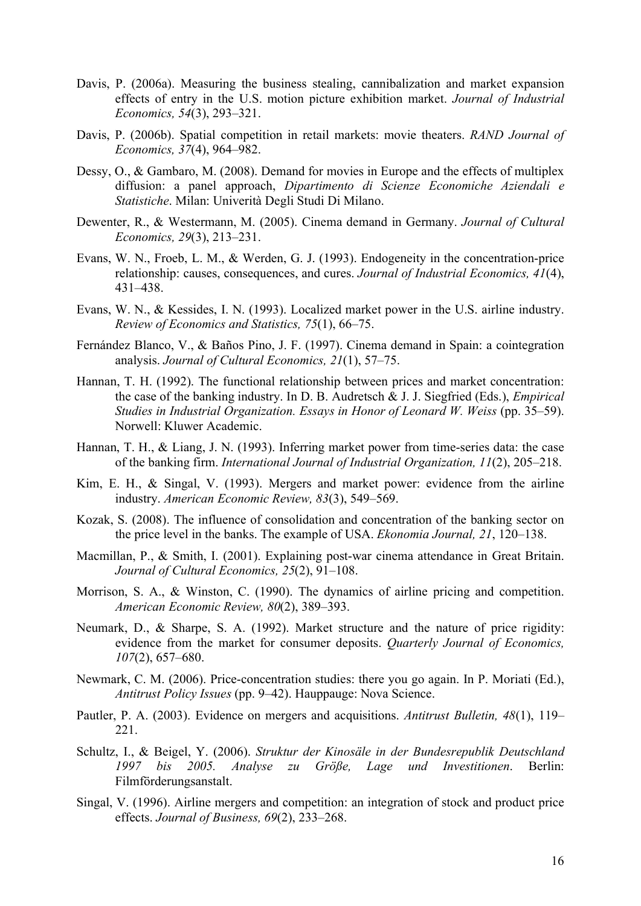Davis, P. (2006a). Measuring the business stealing, cannibalization and market expansion effects of entry in the U.S. motion picture exhibition market. *Journal of Industrial Economics, 54*(3), 293–321.

Davis, P. (2006b). Spatial competition in retail markets: movie theaters. *RAND Journal of Economics, 37*(4), 964–982.

Dessy, O., & Gambaro, M. (2008). Demand for movies in Europe and the effects of multiplex diffusion: a panel approach, *Dipartimento di Scienze Economiche Aziendali e Statistiche*. Milan: Univerità Degli Studi Di Milano.

Dewenter, R., & Westermann, M. (2005). Cinema demand in Germany. *Journal of Cultural Economics, 29*(3), 213–231.

Evans, W. N., Froeb, L. M., & Werden, G. J. (1993). Endogeneity in the concentration-price relationship: causes, consequences, and cures. *Journal of Industrial Economics, 41*(4), 431–438.

Evans, W. N., & Kessides, I. N. (1993). Localized market power in the U.S. airline industry. *Review of Economics and Statistics, 75*(1), 66–75.

Fernández Blanco, V., & Baños Pino, J. F. (1997). Cinema demand in Spain: a cointegration analysis. *Journal of Cultural Economics, 21*(1), 57–75.

Hannan, T. H. (1992). The functional relationship between prices and market concentration: the case of the banking industry. In D. B. Audretsch & J. J. Siegfried (Eds.), *Empirical Studies in Industrial Organization. Essays in Honor of Leonard W. Weiss* (pp. 35–59). Norwell: Kluwer Academic.

Hannan, T. H., & Liang, J. N. (1993). Inferring market power from time-series data: the case of the banking firm. *International Journal of Industrial Organization, 11*(2), 205–218.

Kim, E. H., & Singal, V. (1993). Mergers and market power: evidence from the airline industry. *American Economic Review, 83*(3), 549–569.

Kozak, S. (2008). The influence of consolidation and concentration of the banking sector on the price level in the banks. The example of USA. *Ekonomia Journal, 21*, 120–138.

Macmillan, P., & Smith, I. (2001). Explaining post-war cinema attendance in Great Britain. *Journal of Cultural Economics, 25*(2), 91–108.

Morrison, S. A., & Winston, C. (1990). The dynamics of airline pricing and competition. *American Economic Review, 80*(2), 389–393.

Neumark, D., & Sharpe, S. A. (1992). Market structure and the nature of price rigidity: evidence from the market for consumer deposits. *Quarterly Journal of Economics, 107*(2), 657–680.

Newmark, C. M. (2006). Price-concentration studies: there you go again. In P. Moriati (Ed.), *Antitrust Policy Issues* (pp. 9–42). Hauppauge: Nova Science.

Pautler, P. A. (2003). Evidence on mergers and acquisitions. *Antitrust Bulletin, 48*(1), 119–221.

Schultz, I., & Beigel, Y. (2006). *Struktur der Kinosäle in der Bundesrepublik Deutschland 1997 bis 2005. Analyse zu Größe, Lage und Investitionen*. Berlin: Filmförderungsanstalt.

Singal, V. (1996). Airline mergers and competition: an integration of stock and product price effects. *Journal of Business, 69*(2), 233–268.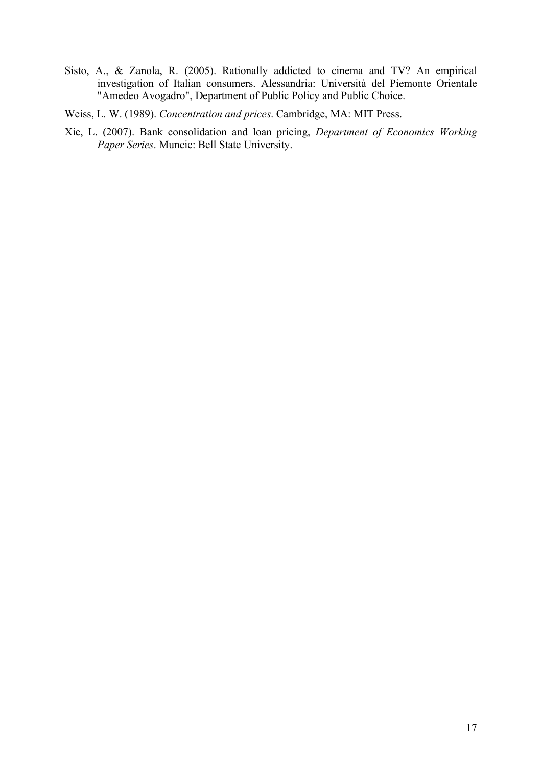Sisto, A., & Zanola, R. (2005). Rationally addicted to cinema and TV? An empirical investigation of Italian consumers. Alessandria: Università del Piemonte Orientale "Amedeo Avogadro", Department of Public Policy and Public Choice.

Weiss, L. W. (1989). *Concentration and prices*. Cambridge, MA: MIT Press.

Xie, L. (2007). Bank consolidation and loan pricing, *Department of Economics Working Paper Series*. Muncie: Bell State University.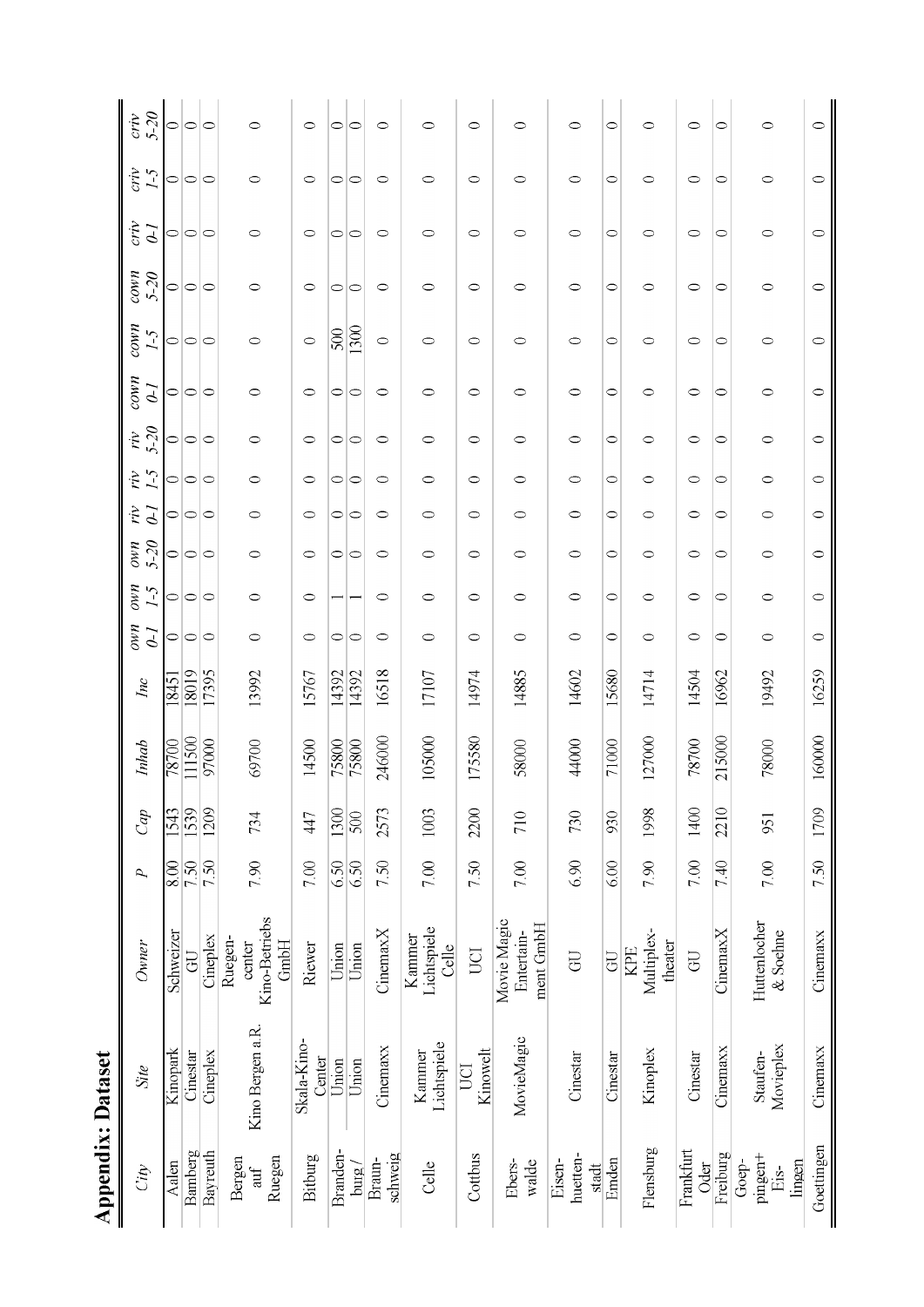## Appendix: Dataset

| *City* | *Site* | *Owner* | *P* | *Cap* | *Inhab* | *Inc* | *own 0-1* | *own 1-5* | *own 5-20* | *riv 0-1* | *riv 1-5* | *riv 5-20* | *cown 0-1* | *cown 1-5* | *cown 5-20* | *criv 0-1* | *criv 1-5* | *criv 5-20* |
|---|---|---|---|---|---|---|---|---|---|---|---|---|---|---|---|---|---|---|
| Aalen | Kinopark | Schweizer | 8.00 | 1543 | 78700 | 18451 | 0 | 0 | 0 | 0 | 0 | 0 | 0 | 0 | 0 | 0 | 0 | 0 |
| Bamberg | Cinestar | GU | 7.50 | 1539 | 111500 | 18019 | 0 | 0 | 0 | 0 | 0 | 0 | 0 | 0 | 0 | 0 | 0 | 0 |
| Bayreuth | Cineplex | Cineplex | 7.50 | 1209 | 97000 | 17395 | 0 | 0 | 0 | 0 | 0 | 0 | 0 | 0 | 0 | 0 | 0 | 0 |
| Bergen auf Ruegen | Kino Bergen a.R. | Ruegen-center Kino-Betriebs GmbH | 7.90 | 734 | 69700 | 13992 | 0 | 0 | 0 | 0 | 0 | 0 | 0 | 0 | 0 | 0 | 0 | 0 |
| Bitburg | Skala-Kino-Center | Riewer | 7.00 | 447 | 14500 | 15767 | 0 | 0 | 0 | 0 | 0 | 0 | 0 | 0 | 0 | 0 | 0 | 0 |
| Branden-burg / | Union | Union | 6.50 | 1300 | 75800 | 14392 | 0 | 1 | 0 | 0 | 0 | 0 | 0 | 500 | 0 | 0 | 0 | 0 |
| | Union | Union | 6.50 | 500 | 75800 | 14392 | 0 | 1 | 0 | 0 | 0 | 0 | 0 | 1300 | 0 | 0 | 0 | 0 |
| Braun-schweig | Cinemaxx | CinemaxX | 7.50 | 2573 | 246000 | 16518 | 0 | 0 | 0 | 0 | 0 | 0 | 0 | 0 | 0 | 0 | 0 | 0 |
| Celle | Kammer Lichtspiele | Kammer Lichtspiele Celle | 7.00 | 1003 | 105000 | 17107 | 0 | 0 | 0 | 0 | 0 | 0 | 0 | 0 | 0 | 0 | 0 | 0 |
| Cottbus | UCI Kinowelt | UCI | 7.50 | 2200 | 175580 | 14974 | 0 | 0 | 0 | 0 | 0 | 0 | 0 | 0 | 0 | 0 | 0 | 0 |
| Ebers-walde | MovieMagic | Movie Magic Entertain-ment GmbH | 7.00 | 710 | 58000 | 14885 | 0 | 0 | 0 | 0 | 0 | 0 | 0 | 0 | 0 | 0 | 0 | 0 |
| Eisen-huetten-stadt | Cinestar | GU | 6.90 | 730 | 44000 | 14602 | 0 | 0 | 0 | 0 | 0 | 0 | 0 | 0 | 0 | 0 | 0 | 0 |
| Emden | Cinestar | GU | 6.00 | 930 | 71000 | 15680 | 0 | 0 | 0 | 0 | 0 | 0 | 0 | 0 | 0 | 0 | 0 | 0 |
| Flensburg | Kinoplex | KPE Multiplex-theater | 7.90 | 1998 | 127000 | 14714 | 0 | 0 | 0 | 0 | 0 | 0 | 0 | 0 | 0 | 0 | 0 | 0 |
| Frankfurt Oder | Cinestar | GU | 7.00 | 1400 | 78700 | 14504 | 0 | 0 | 0 | 0 | 0 | 0 | 0 | 0 | 0 | 0 | 0 | 0 |
| Freiburg | Cinemaxx | CinemaxX | 7.40 | 2210 | 215000 | 16962 | 0 | 0 | 0 | 0 | 0 | 0 | 0 | 0 | 0 | 0 | 0 | 0 |
| Goep-pingen+ Eis-lingen | Staufen-Movieplex | Huttenlocher & Soehne | 7.00 | 951 | 78000 | 19492 | 0 | 0 | 0 | 0 | 0 | 0 | 0 | 0 | 0 | 0 | 0 | 0 |
| Goettingen | Cinemaxx | Cinemaxx | 7.50 | 1709 | 160000 | 16259 | 0 | 0 | 0 | 0 | 0 | 0 | 0 | 0 | 0 | 0 | 0 | 0 |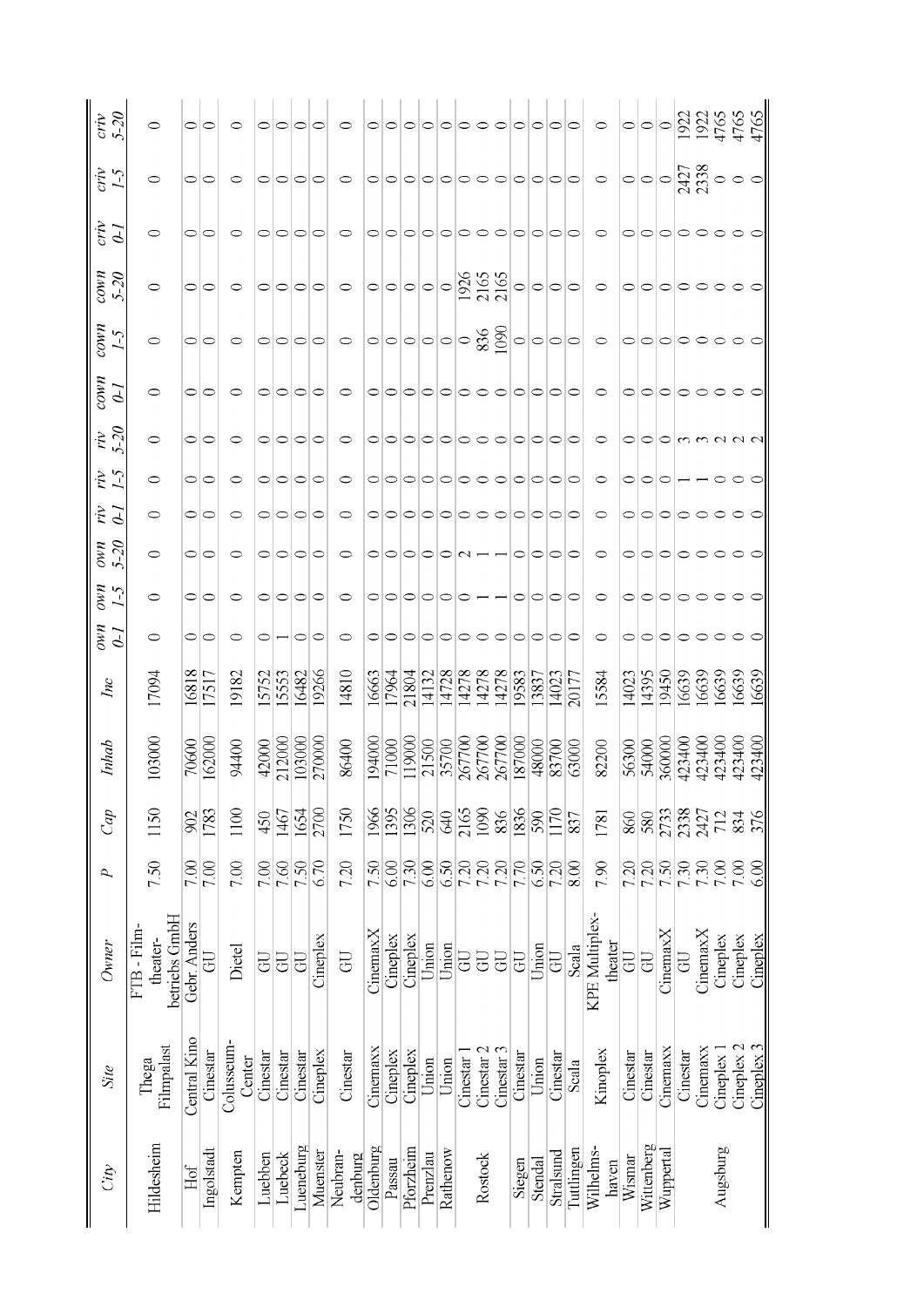| City | Site | Owner | P | Cap | Inhab | Inc | own 0-1 | own 1-5 | own 5-20 | riv 0-1 | riv 1-5 | riv 5-20 | cown 0-1 | cown 1-5 | cown 5-20 | criv 0-1 | criv 1-5 | criv 5-20 |
|---|---|---|---|---|---|---|---|---|---|---|---|---|---|---|---|---|---|---|
| Hildesheim | Thega Filmpalast | FTB - Film-theater-betriebs GmbH | 7.50 | 1150 | 103000 | 17094 | 0 | 0 | 0 | 0 | 0 | 0 | 0 | 0 | 0 | 0 | 0 | 0 |
| Hof | Central Kino | Gebr. Anders | 7.00 | 902 | 70600 | 16818 | 0 | 0 | 0 | 0 | 0 | 0 | 0 | 0 | 0 | 0 | 0 | 0 |
| Ingolstadt | Cinestar | GU | 7.00 | 1783 | 162000 | 17517 | 0 | 0 | 0 | 0 | 0 | 0 | 0 | 0 | 0 | 0 | 0 | 0 |
| Kempten | Colusseum-Center | Dietel | 7.00 | 1100 | 94400 | 19182 | 0 | 0 | 0 | 0 | 0 | 0 | 0 | 0 | 0 | 0 | 0 | 0 |
| Luebben | Cinestar | GU | 7.00 | 450 | 42000 | 15752 | 0 | 0 | 0 | 0 | 0 | 0 | 0 | 0 | 0 | 0 | 0 | 0 |
| Luebeck | Cinestar | GU | 7.60 | 1467 | 212000 | 15553 | 1 | 0 | 0 | 0 | 0 | 0 | 0 | 0 | 0 | 0 | 0 | 0 |
| Lueneburg | Cinestar | GU | 7.50 | 1654 | 103000 | 16482 | 0 | 0 | 0 | 0 | 0 | 0 | 0 | 0 | 0 | 0 | 0 | 0 |
| Muenster | Cineplex | Cineplex | 6.70 | 2700 | 270000 | 19266 | 0 | 0 | 0 | 0 | 0 | 0 | 0 | 0 | 0 | 0 | 0 | 0 |
| Neubran-denburg | Cinestar | GU | 7.20 | 1750 | 86400 | 14810 | 0 | 0 | 0 | 0 | 0 | 0 | 0 | 0 | 0 | 0 | 0 | 0 |
| Oldenburg | Cinemaxx | CinemaxX | 7.50 | 1966 | 194000 | 16663 | 0 | 0 | 0 | 0 | 0 | 0 | 0 | 0 | 0 | 0 | 0 | 0 |
| Passau | Cineplex | Cineplex | 6.00 | 1395 | 71000 | 17964 | 0 | 0 | 0 | 0 | 0 | 0 | 0 | 0 | 0 | 0 | 0 | 0 |
| Pforzheim | Cineplex | Cineplex | 7.30 | 1306 | 119000 | 21804 | 0 | 0 | 0 | 0 | 0 | 0 | 0 | 0 | 0 | 0 | 0 | 0 |
| Prenzlau | Union | Union | 6.00 | 520 | 21500 | 14132 | 0 | 0 | 0 | 0 | 0 | 0 | 0 | 0 | 0 | 0 | 0 | 0 |
| Rathenow | Union | Union | 6.50 | 640 | 35700 | 14728 | 0 | 0 | 0 | 0 | 0 | 0 | 0 | 0 | 0 | 0 | 0 | 0 |
| Rostock | Cinestar 1 | GU | 7.20 | 2165 | 267700 | 14278 | 0 | 0 | 2 | 0 | 0 | 0 | 0 | 0 | 1926 | 0 | 0 | 0 |
| | Cinestar 2 | GU | 7.20 | 1090 | 267700 | 14278 | 0 | 1 | 1 | 0 | 0 | 0 | 0 | 836 | 2165 | 0 | 0 | 0 |
| | Cinestar 3 | GU | 7.20 | 836 | 267700 | 14278 | 0 | 1 | 1 | 0 | 0 | 0 | 0 | 1090 | 2165 | 0 | 0 | 0 |
| Siegen | Cinestar | GU | 7.70 | 1836 | 187000 | 19583 | 0 | 0 | 0 | 0 | 0 | 0 | 0 | 0 | 0 | 0 | 0 | 0 |
| Stendal | Union | Union | 6.50 | 590 | 48000 | 13837 | 0 | 0 | 0 | 0 | 0 | 0 | 0 | 0 | 0 | 0 | 0 | 0 |
| Stralsund | Cinestar | GU | 7.20 | 1170 | 83700 | 14023 | 0 | 0 | 0 | 0 | 0 | 0 | 0 | 0 | 0 | 0 | 0 | 0 |
| Tuttlingen | Scala | Scala | 8.00 | 837 | 63000 | 20177 | 0 | 0 | 0 | 0 | 0 | 0 | 0 | 0 | 0 | 0 | 0 | 0 |
| Wilhelms-haven | Kinoplex | KPE Multiplex-theater | 7.90 | 1781 | 82200 | 15584 | 0 | 0 | 0 | 0 | 0 | 0 | 0 | 0 | 0 | 0 | 0 | 0 |
| Wismar | Cinestar | GU | 7.20 | 860 | 56300 | 14023 | 0 | 0 | 0 | 0 | 0 | 0 | 0 | 0 | 0 | 0 | 0 | 0 |
| Wittenberg | Cinestar | GU | 7.20 | 580 | 54000 | 14395 | 0 | 0 | 0 | 0 | 0 | 0 | 0 | 0 | 0 | 0 | 0 | 0 |
| Wuppertal | Cinemaxx | CinemaxX | 7.50 | 2733 | 360000 | 19450 | 0 | 0 | 0 | 0 | 0 | 0 | 0 | 0 | 0 | 0 | 0 | 0 |
| Augsburg | Cinestar | GU | 7.30 | 2338 | 423400 | 16639 | 0 | 0 | 0 | 0 | 1 | 3 | 0 | 0 | 0 | 0 | 2427 | 1922 |
| | Cinemaxx | CinemaxX | 7.30 | 2427 | 423400 | 16639 | 0 | 0 | 0 | 0 | 1 | 3 | 0 | 0 | 0 | 0 | 2338 | 1922 |
| | Cineplex 1 | Cineplex | 7.00 | 712 | 423400 | 16639 | 0 | 0 | 0 | 0 | 0 | 2 | 0 | 0 | 0 | 0 | 0 | 4765 |
| | Cineplex 2 | Cineplex | 7.00 | 834 | 423400 | 16639 | 0 | 0 | 0 | 0 | 0 | 2 | 0 | 0 | 0 | 0 | 0 | 4765 |
| | Cineplex 3 | Cineplex | 6.00 | 376 | 423400 | 16639 | 0 | 0 | 0 | 0 | 0 | 2 | 0 | 0 | 0 | 0 | 0 | 4765 |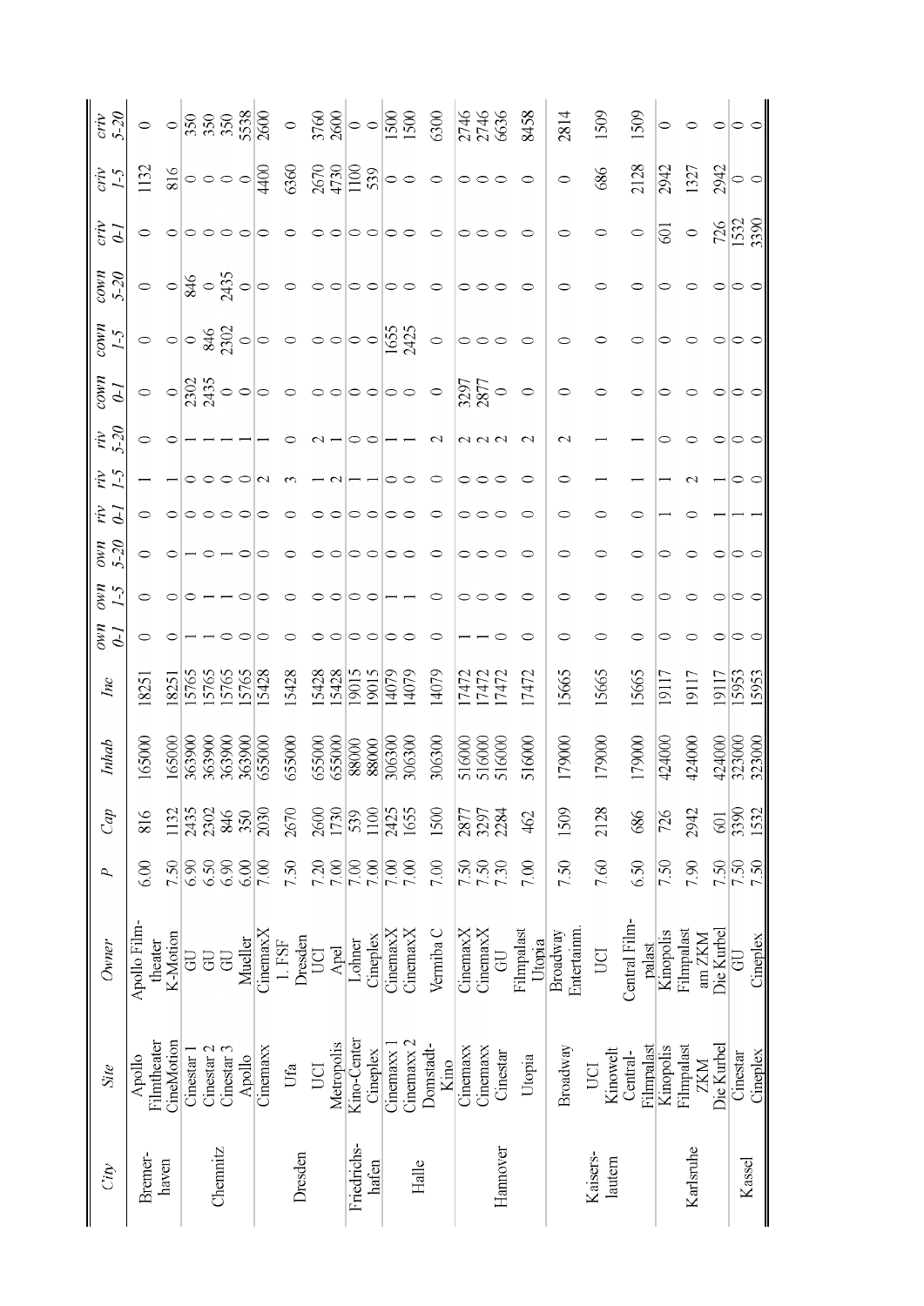| City | Site | Owner | *P* | *Cap* | *Inhab* | *Inc* | *own 0-1* | *own 1-5* | *own 5-20* | *riv 0-1* | *riv 1-5* | *riv 5-20* | *cown 0-1* | *cown 1-5* | *cown 5-20* | *criv 0-1* | *criv 1-5* | *criv 5-20* |
|---|---|---|---|---|---|---|---|---|---|---|---|---|---|---|---|---|---|---|
| Bremerhaven | Apollo Filmtheater | Apollo Filmtheater | 6.00 | 816 | 165000 | 18251 | 0 | 0 | 0 | 0 | 1 | 0 | 0 | 0 | 0 | 0 | 1132 | 0 |
| | CineMotion | K-Motion | 7.50 | 1132 | 165000 | 18251 | 0 | 0 | 0 | 0 | 1 | 0 | 0 | 0 | 0 | 0 | 816 | 0 |
| Chemnitz | Cinestar 1 | GU | 6.90 | 2435 | 363900 | 15765 | 1 | 0 | 1 | 0 | 0 | 1 | 2302 | 0 | 846 | 0 | 0 | 350 |
| | Cinestar 2 | GU | 6.50 | 2302 | 363900 | 15765 | 1 | 1 | 0 | 0 | 0 | 1 | 2435 | 846 | 0 | 0 | 0 | 350 |
| | Cinestar 3 | GU | 6.90 | 846 | 363900 | 15765 | 0 | 1 | 1 | 0 | 0 | 1 | 0 | 2302 | 2435 | 0 | 0 | 350 |
| | Apollo | Mueller | 6.00 | 350 | 363900 | 15765 | 0 | 0 | 0 | 0 | 0 | 1 | 0 | 0 | 0 | 0 | 0 | 5538 |
| Dresden | Cinemaxx | CinemaxX | 7.00 | 2030 | 655000 | 15428 | 0 | 0 | 0 | 0 | 2 | 1 | 0 | 0 | 0 | 0 | 4400 | 2600 |
| | Ufa | 1. FSF Dresden | 7.50 | 2670 | 655000 | 15428 | 0 | 0 | 0 | 0 | 3 | 0 | 0 | 0 | 0 | 0 | 6360 | 0 |
| | UCI | UCI | 7.20 | 2600 | 655000 | 15428 | 0 | 0 | 0 | 0 | 1 | 2 | 0 | 0 | 0 | 0 | 2670 | 3760 |
| | Metropolis | Apel | 7.00 | 1730 | 655000 | 15428 | 0 | 0 | 0 | 0 | 2 | 1 | 0 | 0 | 0 | 0 | 4730 | 2600 |
| Friedrichshafen | Kino-Center | Lohner | 7.00 | 539 | 88000 | 19015 | 0 | 0 | 0 | 0 | 1 | 0 | 0 | 0 | 0 | 0 | 1100 | 0 |
| | Cineplex | Cineplex | 7.00 | 1100 | 88000 | 19015 | 0 | 0 | 0 | 0 | 1 | 0 | 0 | 0 | 0 | 0 | 539 | 0 |
| Halle | Cinemaxx 1 | CinemaxX | 7.00 | 2425 | 306300 | 14079 | 0 | 1 | 0 | 0 | 0 | 1 | 0 | 1655 | 0 | 0 | 0 | 1500 |
| | Cinemaxx 2 | CinemaxX | 7.00 | 1655 | 306300 | 14079 | 0 | 1 | 0 | 0 | 0 | 1 | 0 | 2425 | 0 | 0 | 0 | 1500 |
| | Domstadt-Kino | Vermiba C | 7.00 | 1500 | 306300 | 14079 | 0 | 0 | 0 | 0 | 0 | 2 | 0 | 0 | 0 | 0 | 0 | 6300 |
| Hannover | Cinemaxx | CinemaxX | 7.50 | 2877 | 516000 | 17472 | 1 | 0 | 0 | 0 | 0 | 2 | 3297 | 0 | 0 | 0 | 0 | 2746 |
| | Cinemaxx | CinemaxX | 7.50 | 3297 | 516000 | 17472 | 1 | 0 | 0 | 0 | 0 | 2 | 2877 | 0 | 0 | 0 | 0 | 2746 |
| | Cinestar | GU | 7.30 | 2284 | 516000 | 17472 | 0 | 0 | 0 | 0 | 0 | 2 | 0 | 0 | 0 | 0 | 0 | 6636 |
| | Utopia | Filmpalast Utopia | 7.00 | 462 | 516000 | 17472 | 0 | 0 | 0 | 0 | 0 | 2 | 0 | 0 | 0 | 0 | 0 | 8458 |
| Kaiserslautern | Broadway | Broadway Entertainm. | 7.50 | 1509 | 179000 | 15665 | 0 | 0 | 0 | 0 | 0 | 2 | 0 | 0 | 0 | 0 | 0 | 2814 |
| | UCI Kinowelt | UCI | 7.60 | 2128 | 179000 | 15665 | 0 | 0 | 0 | 0 | 1 | 1 | 0 | 0 | 0 | 0 | 686 | 1509 |
| | Central-Filmpalast | Central Filmpalast | 6.50 | 686 | 179000 | 15665 | 0 | 0 | 0 | 0 | 1 | 1 | 0 | 0 | 0 | 0 | 2128 | 1509 |
| Karlsruhe | Kinopolis | Kinopolis | 7.50 | 726 | 424000 | 19117 | 0 | 0 | 0 | 1 | 1 | 0 | 0 | 0 | 0 | 601 | 2942 | 0 |
| | Filmpalast ZKM | Filmpalast am ZKM | 7.90 | 2942 | 424000 | 19117 | 0 | 0 | 0 | 0 | 2 | 0 | 0 | 0 | 0 | 0 | 1327 | 0 |
| | Die Kurbel | Die Kurbel | 7.50 | 601 | 424000 | 19117 | 0 | 0 | 0 | 1 | 1 | 0 | 0 | 0 | 0 | 726 | 2942 | 0 |
| Kassel | Cinestar | GU | 7.50 | 3390 | 323000 | 15953 | 0 | 0 | 0 | 1 | 0 | 0 | 0 | 0 | 0 | 1532 | 0 | 0 |
| | Cineplex | Cineplex | 7.50 | 1532 | 323000 | 15953 | 0 | 0 | 0 | 1 | 0 | 0 | 0 | 0 | 0 | 3390 | 0 | 0 |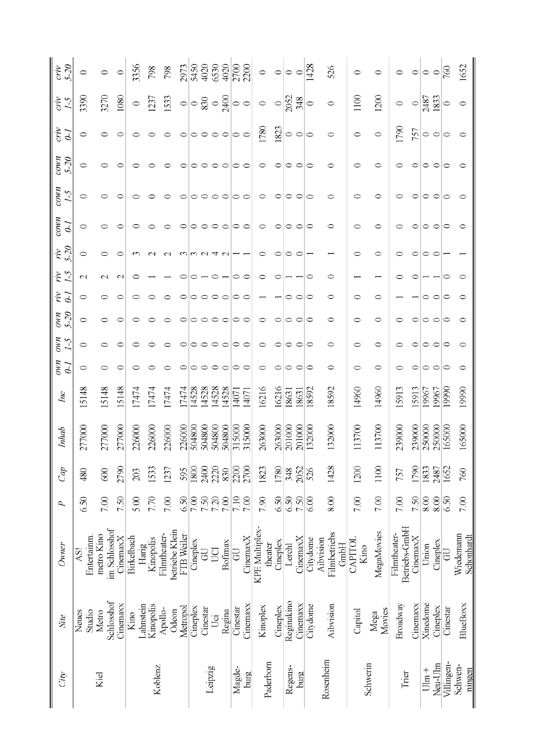| City | Site | Owner | P | Cap | Inhab | Inc | own 0-1 | own 1-5 | own 5-20 | riv 0-1 | riv 1-5 | riv 5-20 | cown 0-1 | cown 1-5 | cown 5-20 | criv 0-1 | criv 1-5 | criv 5-20 |
|---|---|---|---|---|---|---|---|---|---|---|---|---|---|---|---|---|---|---|
| Kiel | Neues Studio | AS! Entertainm. | 6.50 | 480 | 277000 | 15148 | 0 | 0 | 0 | 0 | 2 | 0 | 0 | 0 | 0 | 0 | 3390 | 0 |
| | Metro Schlosshof | metro Kino im Schlosshof | 7.00 | 600 | 277000 | 15148 | 0 | 0 | 0 | 0 | 2 | 0 | 0 | 0 | 0 | 0 | 3270 | 0 |
| | Cinemaxx | CinemaxX | 7.50 | 2790 | 277000 | 15148 | 0 | 0 | 0 | 0 | 2 | 0 | 0 | 0 | 0 | 0 | 1080 | 0 |
| Koblenz | Kino Lahnstein | Birkelbach | 5.00 | 203 | 226000 | 17474 | 0 | 0 | 0 | 0 | 0 | 3 | 0 | 0 | 0 | 0 | 0 | 3356 |
| | Kinopolis | Harig Kinopolis | 7.70 | 1533 | 226000 | 17474 | 0 | 0 | 0 | 0 | 1 | 2 | 0 | 0 | 0 | 0 | 1237 | 798 |
| | Apollo-Odeon | Filmtheater-betriebe Klein | 7.00 | 1237 | 226000 | 17474 | 0 | 0 | 0 | 0 | 1 | 2 | 0 | 0 | 0 | 0 | 1533 | 798 |
| | Metropol | FTB Weiler | 6.50 | 595 | 226000 | 17474 | 0 | 0 | 0 | 0 | 0 | 3 | 0 | 0 | 0 | 0 | 0 | 2973 |
| Leipzig | Cineplex | Cineplex | 7.00 | 1800 | 504800 | 14528 | 0 | 0 | 0 | 0 | 0 | 3 | 0 | 0 | 0 | 0 | 0 | 5450 |
| | Cinestar | GU | 7.50 | 2400 | 504800 | 14528 | 0 | 0 | 0 | 0 | 1 | 2 | 0 | 0 | 0 | 0 | 830 | 4020 |
| | Uci | UCI | 7.20 | 2220 | 504800 | 14528 | 0 | 0 | 0 | 0 | 0 | 4 | 0 | 0 | 0 | 0 | 0 | 6530 |
| | Regina | Bofimax | 7.00 | 830 | 504800 | 14528 | 0 | 0 | 0 | 0 | 1 | 2 | 0 | 0 | 0 | 0 | 2400 | 4020 |
| Magdeburg | Cinestar | GU | 7.10 | 2200 | 315000 | 14071 | 0 | 0 | 0 | 0 | 0 | 1 | 0 | 0 | 0 | 0 | 0 | 2700 |
| | Cinemaxx | CinemaxX | 7.00 | 2700 | 315000 | 14071 | 0 | 0 | 0 | 0 | 0 | 1 | 0 | 0 | 0 | 0 | 0 | 2200 |
| Paderborn | Kinoplex | KPE Multiplex-theater | 7.90 | 1823 | 263000 | 16216 | 0 | 0 | 0 | 1 | 0 | 0 | 0 | 0 | 0 | 1780 | 0 | 0 |
| | Cineplex | Cineplex | 6.50 | 1780 | 263000 | 16216 | 0 | 0 | 0 | 1 | 0 | 0 | 0 | 0 | 0 | 1823 | 0 | 0 |
| Regensburg | Reginakino | Lerchl | 6.50 | 348 | 201000 | 18631 | 0 | 0 | 0 | 0 | 1 | 0 | 0 | 0 | 0 | 0 | 2052 | 0 |
| | Cinemaxx | CinemaxX | 7.50 | 2052 | 201000 | 18631 | 0 | 0 | 0 | 0 | 1 | 0 | 0 | 0 | 0 | 0 | 348 | 0 |
| Rosenheim | Citydome | Citydome | 6.00 | 526 | 132000 | 18592 | 0 | 0 | 0 | 0 | 0 | 1 | 0 | 0 | 0 | 0 | 0 | 1428 |
| | Aibvision | Aibvision Filmbetriebs GmbH | 8.00 | 1428 | 132000 | 18592 | 0 | 0 | 0 | 0 | 0 | 1 | 0 | 0 | 0 | 0 | 0 | 526 |
| Schwerin | Capitol | CAPITOL Kino | 7.00 | 1200 | 113700 | 14960 | 0 | 0 | 0 | 0 | 1 | 0 | 0 | 0 | 0 | 0 | 1100 | 0 |
| | Mega Movies | MegaMovies | 7.00 | 1100 | 113700 | 14960 | 0 | 0 | 0 | 0 | 1 | 0 | 0 | 0 | 0 | 0 | 1200 | 0 |
| Trier | Broadway | Filmtheater-Betriebs-GmbH | 7.00 | 757 | 239000 | 15913 | 0 | 0 | 0 | 1 | 0 | 0 | 0 | 0 | 0 | 1790 | 0 | 0 |
| | Cinemaxx | CinemaxX | 7.50 | 1790 | 239000 | 15913 | 0 | 0 | 0 | 1 | 0 | 0 | 0 | 0 | 0 | 757 | 0 | 0 |
| Ulm + Neu-Ulm | Xinedome | Union | 8.00 | 1833 | 250000 | 19967 | 0 | 0 | 0 | 0 | 1 | 0 | 0 | 0 | 0 | 0 | 2487 | 0 |
| | Cineplex | Cineplex | 8.00 | 2487 | 250000 | 19967 | 0 | 0 | 0 | 0 | 1 | 0 | 0 | 0 | 0 | 0 | 1833 | 0 |
| Villingen-Schwenningen | Cinestar | GU | 6.50 | 1652 | 165000 | 19990 | 0 | 0 | 0 | 0 | 0 | 1 | 0 | 0 | 0 | 0 | 0 | 760 |
| | BlueBoxx | Wiedemann Schonhardt | 7.00 | 760 | 165000 | 19990 | 0 | 0 | 0 | 0 | 0 | 1 | 0 | 0 | 0 | 0 | 0 | 1652 |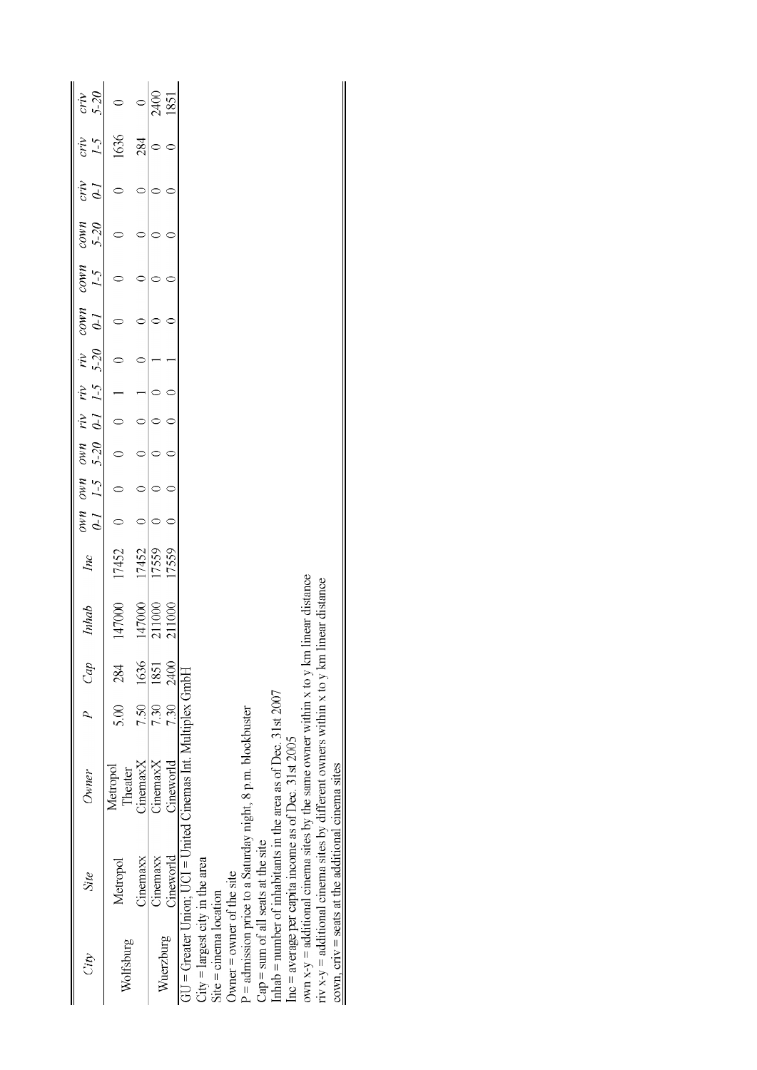| City | Site | Owner | P | Cap | Inhab | Inc | own 0-1 | own 1-5 | own 5-20 | riv 0-1 | riv 1-5 | riv 5-20 | cown 0-1 | cown 1-5 | cown 5-20 | criv 0-1 | criv 1-5 | criv 5-20 |
|---|---|---|---|---|---|---|---|---|---|---|---|---|---|---|---|---|---|---|
| Wolfsburg | Metropol | Metropol Theater | 5.00 | 284 | 147000 | 17452 | 0 | 0 | 0 | 0 | 1 | 0 | 0 | 0 | 0 | 0 | 1636 | 0 |
| | Cinemaxx | CinemaxX | 7.50 | 1636 | 147000 | 17452 | 0 | 0 | 0 | 0 | 1 | 0 | 0 | 0 | 0 | 0 | 284 | 0 |
| Wuerzburg | Cinemaxx | CinemaxX | 7.30 | 1851 | 211000 | 17559 | 0 | 0 | 0 | 0 | 0 | 1 | 0 | 0 | 0 | 0 | 0 | 2400 |
| | Cineworld | Cineworld | 7.30 | 2400 | 211000 | 17559 | 0 | 0 | 0 | 0 | 0 | 1 | 0 | 0 | 0 | 0 | 0 | 1851 |

GU = Greater Union; UCI = United Cinemas Int. Multiplex GmbH
City = largest city in the area
Site = cinema location
Owner = owner of the site
P = admission price to a Saturday night, 8 p.m. blockbuster
Cap = sum of all seats at the site
Inhab = number of inhabitants in the area as of Dec. 31st 2007
Inc = average per capita income as of Dec. 31st 2005
own x-y = additional cinema sites by the same owner within x to y km linear distance
riv x-y = additional cinema sites by different owners within x to y km linear distance
cown, criv = seats at the additional cinema sites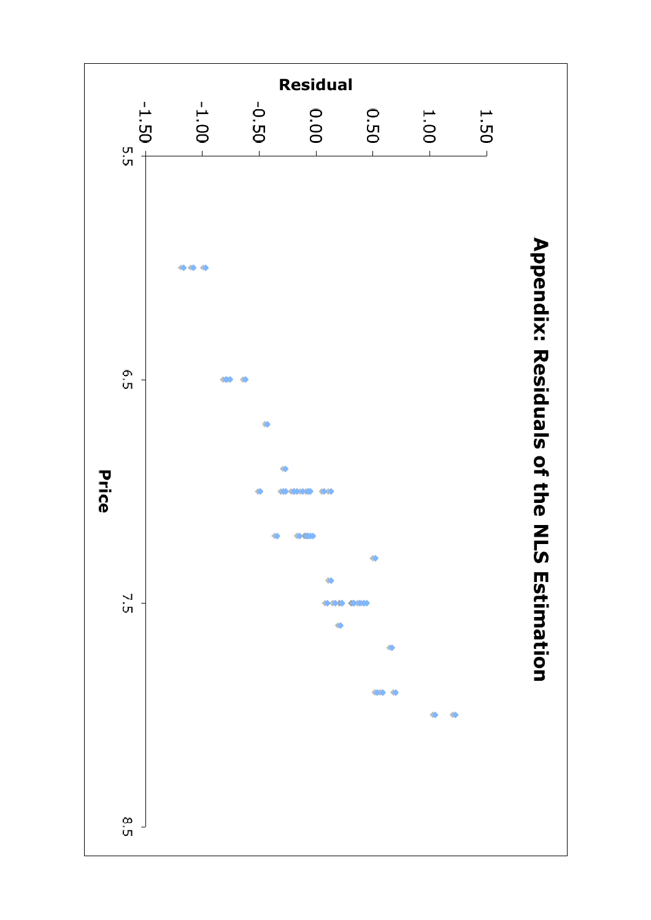# Appendix: Residuals of the NLS Estimation

Residual

1.50

1.00

0.50

0.00

-0.50

-1.00

-1.50

5.5

6.5

7.5

8.5

Price